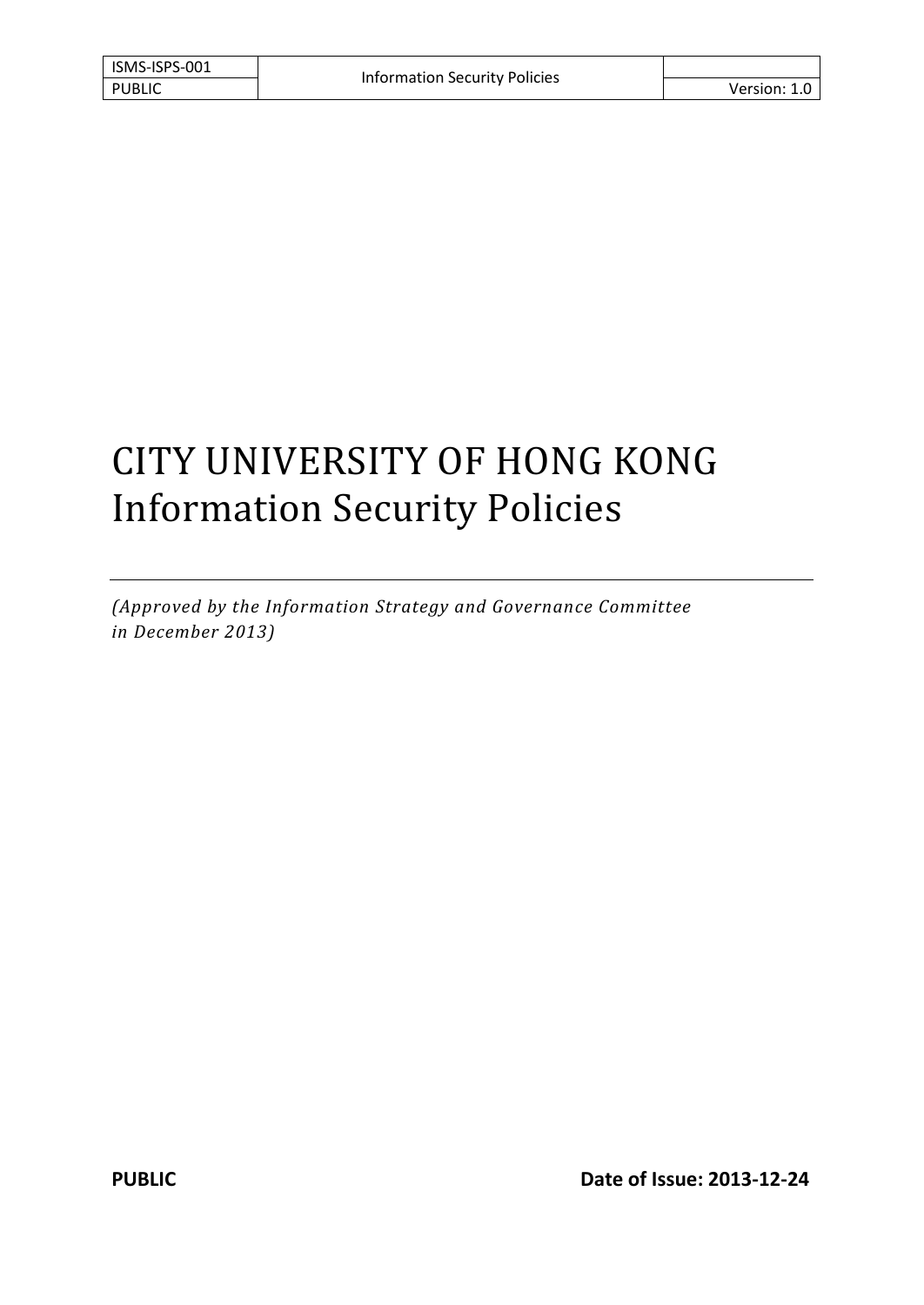# CITY UNIVERSITY OF HONG KONG
# Information Security Policies

*(Approved by the Information Strategy and Governance Committee in December 2013)*

**PUBLIC** **Date of Issue: 2013-12-24**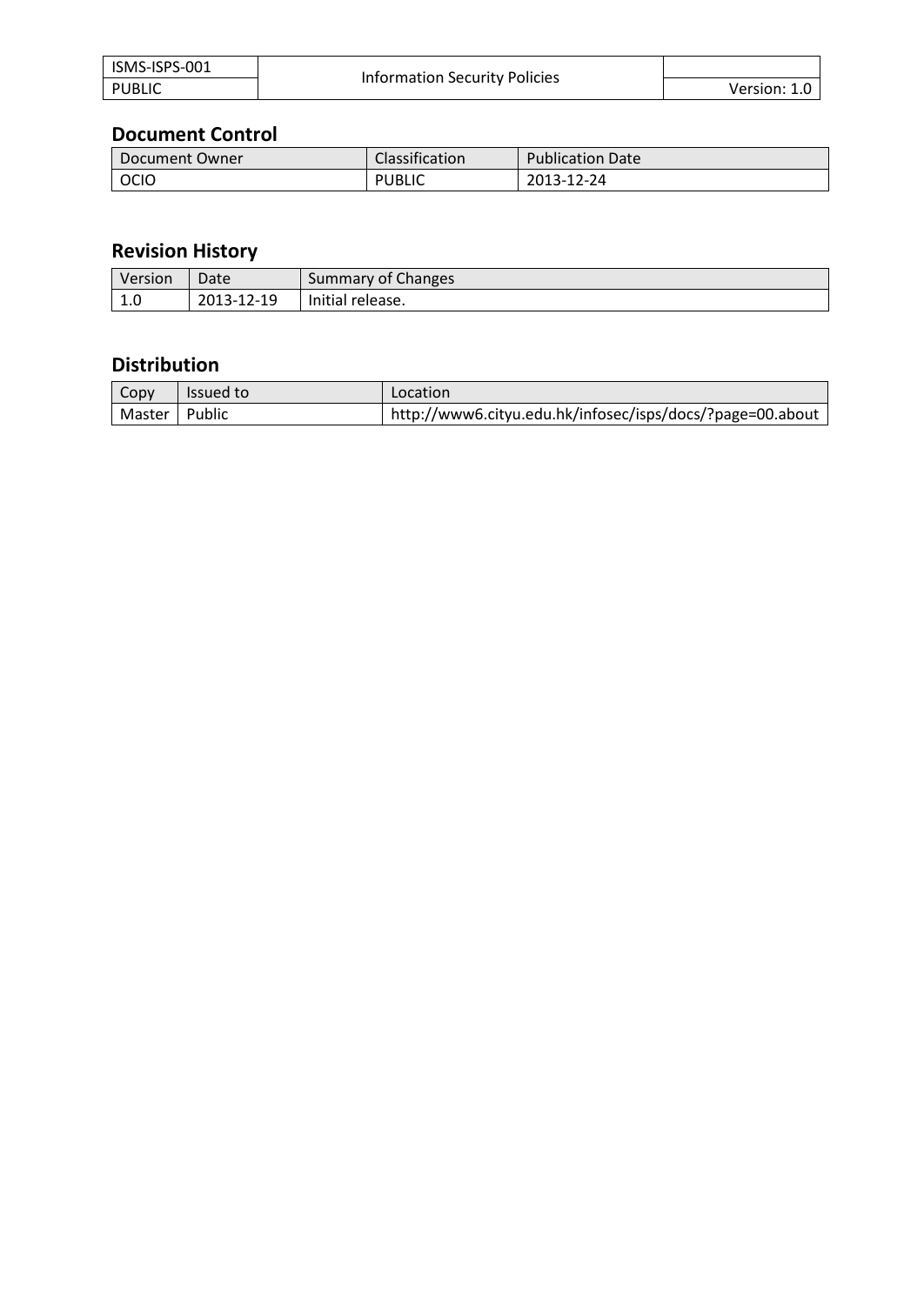## Document Control

| Document Owner | Classification | Publication Date |
|---|---|---|
| OCIO | PUBLIC | 2013-12-24 |

## Revision History

| Version | Date | Summary of Changes |
|---|---|---|
| 1.0 | 2013-12-19 | Initial release. |

## Distribution

| Copy | Issued to | Location |
|---|---|---|
| Master | Public | http://www6.cityu.edu.hk/infosec/isps/docs/?page=00.about |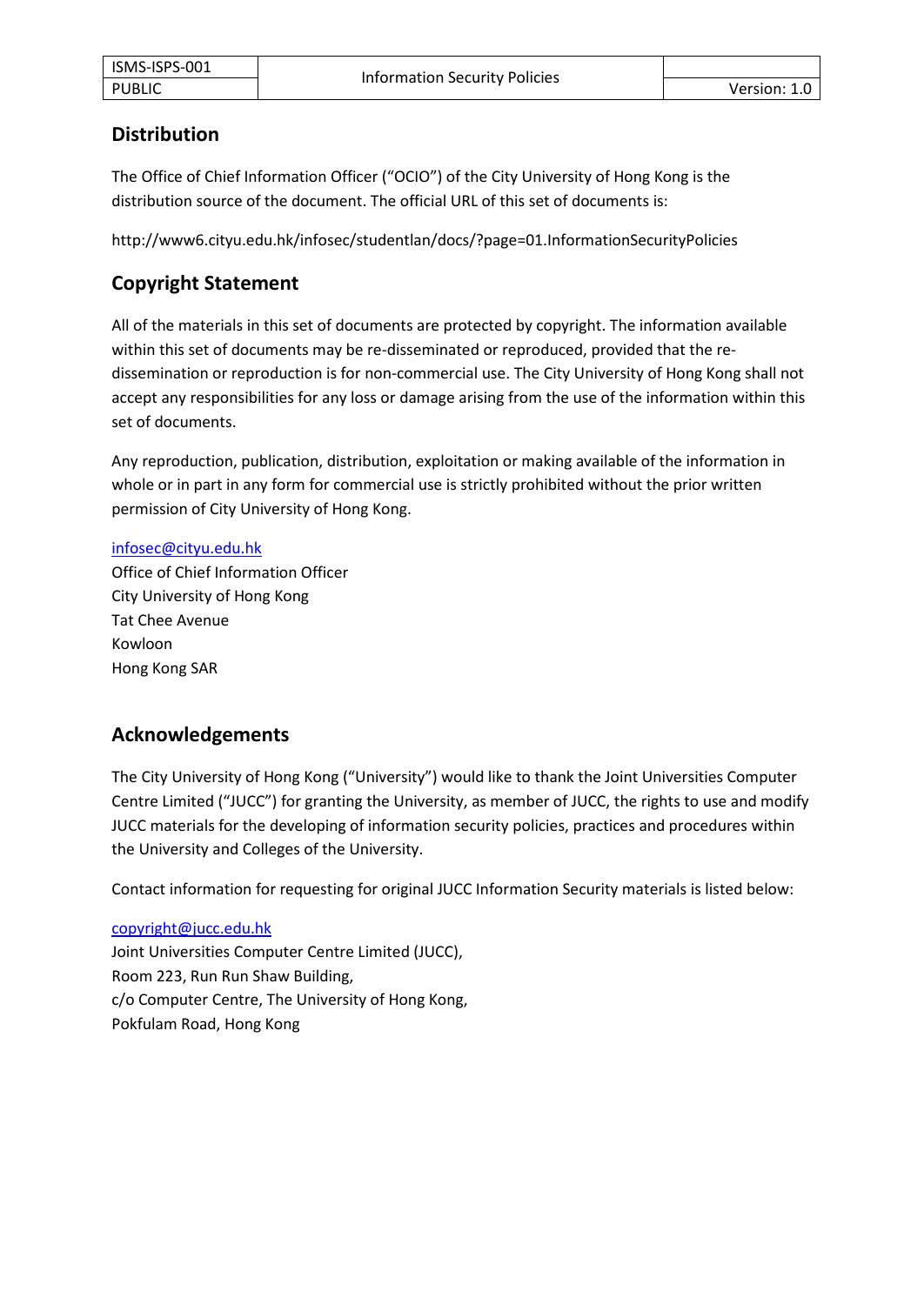## Distribution

The Office of Chief Information Officer ("OCIO") of the City University of Hong Kong is the distribution source of the document. The official URL of this set of documents is:

http://www6.cityu.edu.hk/infosec/studentlan/docs/?page=01.InformationSecurityPolicies

## Copyright Statement

All of the materials in this set of documents are protected by copyright. The information available within this set of documents may be re-disseminated or reproduced, provided that the re-dissemination or reproduction is for non-commercial use. The City University of Hong Kong shall not accept any responsibilities for any loss or damage arising from the use of the information within this set of documents.

Any reproduction, publication, distribution, exploitation or making available of the information in whole or in part in any form for commercial use is strictly prohibited without the prior written permission of City University of Hong Kong.

infosec@cityu.edu.hk
Office of Chief Information Officer
City University of Hong Kong
Tat Chee Avenue
Kowloon
Hong Kong SAR

## Acknowledgements

The City University of Hong Kong ("University") would like to thank the Joint Universities Computer Centre Limited ("JUCC") for granting the University, as member of JUCC, the rights to use and modify JUCC materials for the developing of information security policies, practices and procedures within the University and Colleges of the University.

Contact information for requesting for original JUCC Information Security materials is listed below:

copyright@jucc.edu.hk
Joint Universities Computer Centre Limited (JUCC),
Room 223, Run Run Shaw Building,
c/o Computer Centre, The University of Hong Kong,
Pokfulam Road, Hong Kong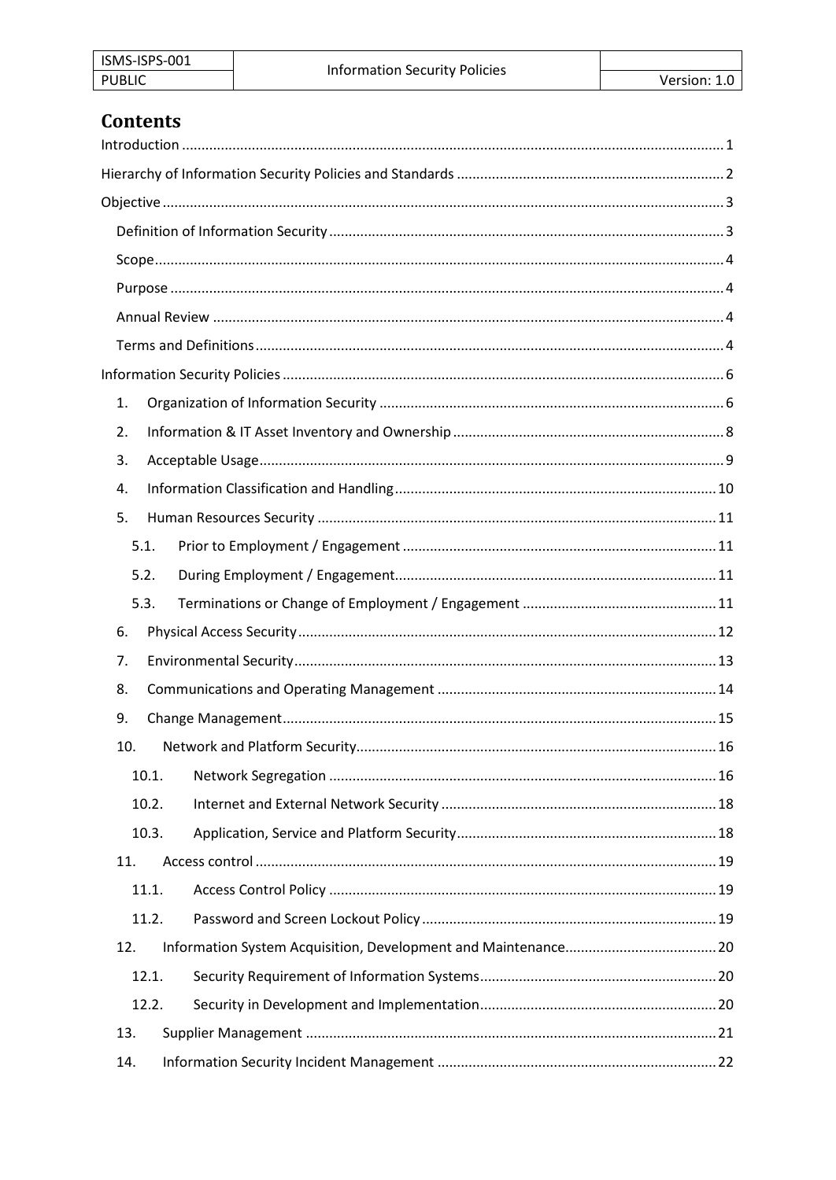# Contents

Introduction ........................................................................................................................................ 1

Hierarchy of Information Security Policies and Standards .................................................................... 2

Objective ............................................................................................................................................... 3

- Definition of Information Security .................................................................................................... 3
- Scope ................................................................................................................................................. 4
- Purpose ............................................................................................................................................. 4
- Annual Review ................................................................................................................................. 4
- Terms and Definitions ....................................................................................................................... 4

Information Security Policies ................................................................................................................ 6

1. Organization of Information Security ........................................................................................ 6
2. Information & IT Asset Inventory and Ownership ..................................................................... 8
3. Acceptable Usage ....................................................................................................................... 9
4. Information Classification and Handling .................................................................................. 10
5. Human Resources Security ...................................................................................................... 11
   - 5.1. Prior to Employment / Engagement ................................................................................ 11
   - 5.2. During Employment / Engagement .................................................................................. 11
   - 5.3. Terminations or Change of Employment / Engagement ................................................. 11
6. Physical Access Security ........................................................................................................... 12
7. Environmental Security ............................................................................................................ 13
8. Communications and Operating Management ....................................................................... 14
9. Change Management ............................................................................................................... 15
10. Network and Platform Security ............................................................................................ 16
    - 10.1. Network Segregation ................................................................................................... 16
    - 10.2. Internet and External Network Security ...................................................................... 18
    - 10.3. Application, Service and Platform Security .................................................................. 18
11. Access control ...................................................................................................................... 19
    - 11.1. Access Control Policy .................................................................................................. 19
    - 11.2. Password and Screen Lockout Policy ........................................................................... 19
12. Information System Acquisition, Development and Maintenance ....................................... 20
    - 12.1. Security Requirement of Information Systems ............................................................ 20
    - 12.2. Security in Development and Implementation ............................................................ 20
13. Supplier Management ......................................................................................................... 21
14. Information Security Incident Management ....................................................................... 22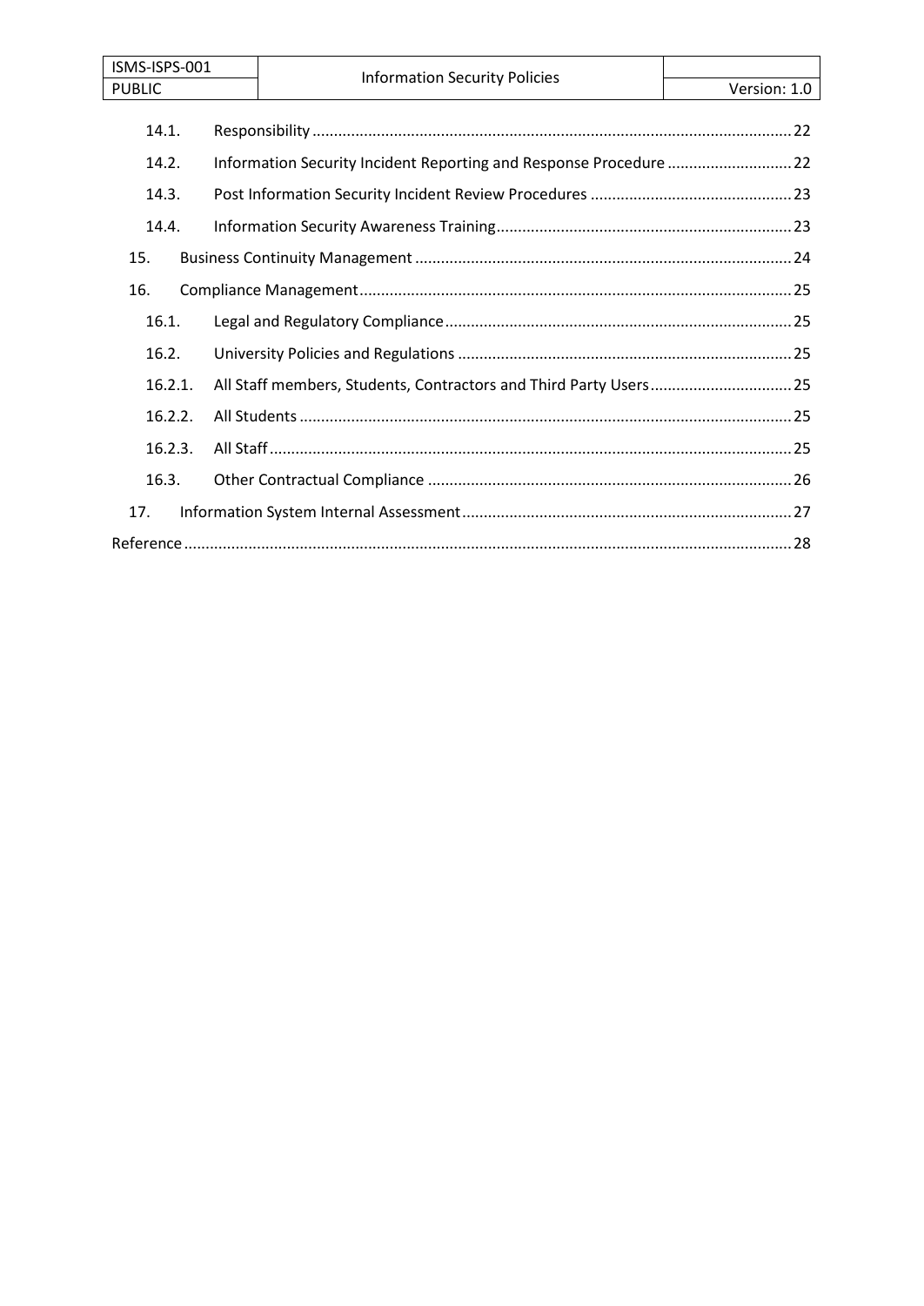| | | |
|---|---|---|
| 14.1. | Responsibility | 22 |
| 14.2. | Information Security Incident Reporting and Response Procedure | 22 |
| 14.3. | Post Information Security Incident Review Procedures | 23 |
| 14.4. | Information Security Awareness Training | 23 |
| 15. | Business Continuity Management | 24 |
| 16. | Compliance Management | 25 |
| 16.1. | Legal and Regulatory Compliance | 25 |
| 16.2. | University Policies and Regulations | 25 |
| 16.2.1. | All Staff members, Students, Contractors and Third Party Users | 25 |
| 16.2.2. | All Students | 25 |
| 16.2.3. | All Staff | 25 |
| 16.3. | Other Contractual Compliance | 26 |
| 17. | Information System Internal Assessment | 27 |
| Reference | | 28 |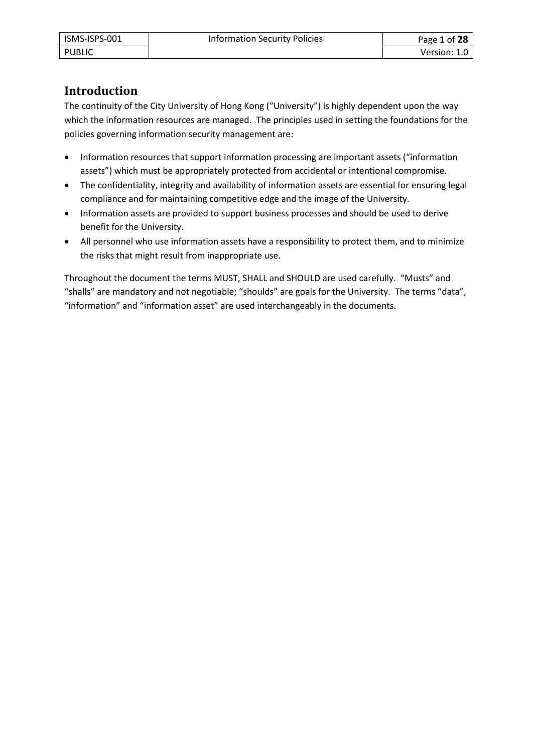# Introduction

The continuity of the City University of Hong Kong ("University") is highly dependent upon the way which the information resources are managed. The principles used in setting the foundations for the policies governing information security management are:

- Information resources that support information processing are important assets ("information assets") which must be appropriately protected from accidental or intentional compromise.
- The confidentiality, integrity and availability of information assets are essential for ensuring legal compliance and for maintaining competitive edge and the image of the University.
- Information assets are provided to support business processes and should be used to derive benefit for the University.
- All personnel who use information assets have a responsibility to protect them, and to minimize the risks that might result from inappropriate use.

Throughout the document the terms MUST, SHALL and SHOULD are used carefully. "Musts" and "shalls" are mandatory and not negotiable; "shoulds" are goals for the University. The terms "data", "information" and "information asset" are used interchangeably in the documents.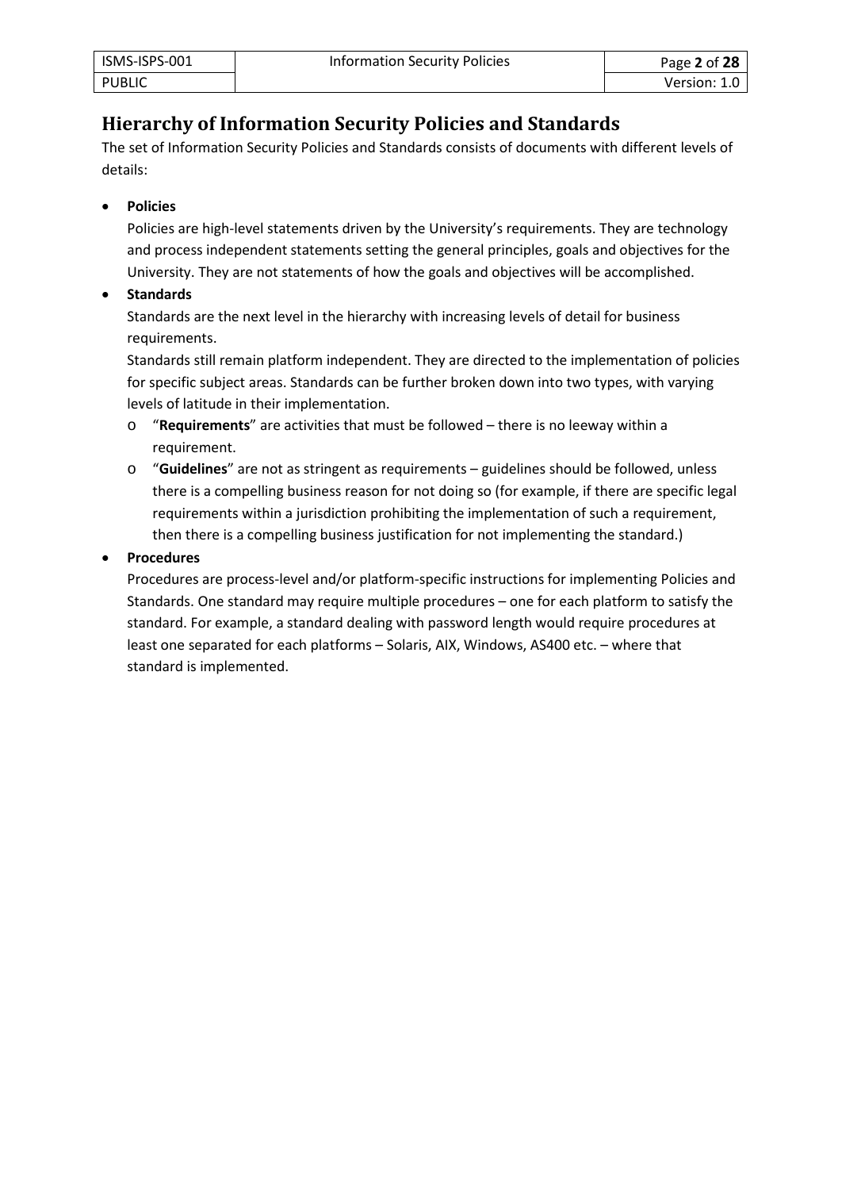## Hierarchy of Information Security Policies and Standards

The set of Information Security Policies and Standards consists of documents with different levels of details:

- **Policies**

  Policies are high-level statements driven by the University's requirements. They are technology and process independent statements setting the general principles, goals and objectives for the University. They are not statements of how the goals and objectives will be accomplished.

- **Standards**

  Standards are the next level in the hierarchy with increasing levels of detail for business requirements.

  Standards still remain platform independent. They are directed to the implementation of policies for specific subject areas. Standards can be further broken down into two types, with varying levels of latitude in their implementation.

  - "**Requirements**" are activities that must be followed – there is no leeway within a requirement.
  - "**Guidelines**" are not as stringent as requirements – guidelines should be followed, unless there is a compelling business reason for not doing so (for example, if there are specific legal requirements within a jurisdiction prohibiting the implementation of such a requirement, then there is a compelling business justification for not implementing the standard.)

- **Procedures**

  Procedures are process-level and/or platform-specific instructions for implementing Policies and Standards. One standard may require multiple procedures – one for each platform to satisfy the standard. For example, a standard dealing with password length would require procedures at least one separated for each platforms – Solaris, AIX, Windows, AS400 etc. – where that standard is implemented.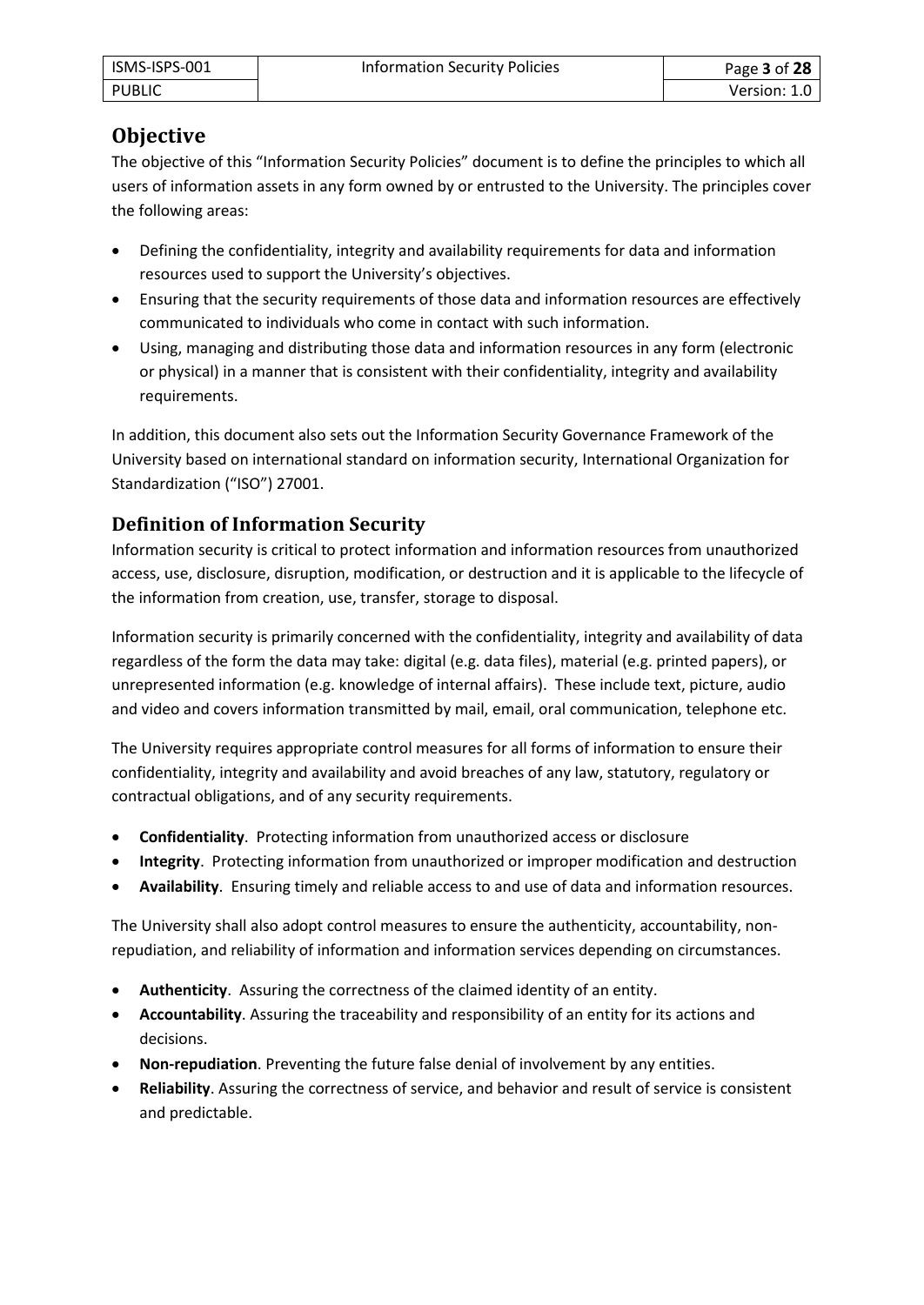## Objective

The objective of this "Information Security Policies" document is to define the principles to which all users of information assets in any form owned by or entrusted to the University. The principles cover the following areas:

- Defining the confidentiality, integrity and availability requirements for data and information resources used to support the University's objectives.
- Ensuring that the security requirements of those data and information resources are effectively communicated to individuals who come in contact with such information.
- Using, managing and distributing those data and information resources in any form (electronic or physical) in a manner that is consistent with their confidentiality, integrity and availability requirements.

In addition, this document also sets out the Information Security Governance Framework of the University based on international standard on information security, International Organization for Standardization ("ISO") 27001.

## Definition of Information Security

Information security is critical to protect information and information resources from unauthorized access, use, disclosure, disruption, modification, or destruction and it is applicable to the lifecycle of the information from creation, use, transfer, storage to disposal.

Information security is primarily concerned with the confidentiality, integrity and availability of data regardless of the form the data may take: digital (e.g. data files), material (e.g. printed papers), or unrepresented information (e.g. knowledge of internal affairs). These include text, picture, audio and video and covers information transmitted by mail, email, oral communication, telephone etc.

The University requires appropriate control measures for all forms of information to ensure their confidentiality, integrity and availability and avoid breaches of any law, statutory, regulatory or contractual obligations, and of any security requirements.

- **Confidentiality**. Protecting information from unauthorized access or disclosure
- **Integrity**. Protecting information from unauthorized or improper modification and destruction
- **Availability**. Ensuring timely and reliable access to and use of data and information resources.

The University shall also adopt control measures to ensure the authenticity, accountability, non-repudiation, and reliability of information and information services depending on circumstances.

- **Authenticity**. Assuring the correctness of the claimed identity of an entity.
- **Accountability**. Assuring the traceability and responsibility of an entity for its actions and decisions.
- **Non-repudiation**. Preventing the future false denial of involvement by any entities.
- **Reliability**. Assuring the correctness of service, and behavior and result of service is consistent and predictable.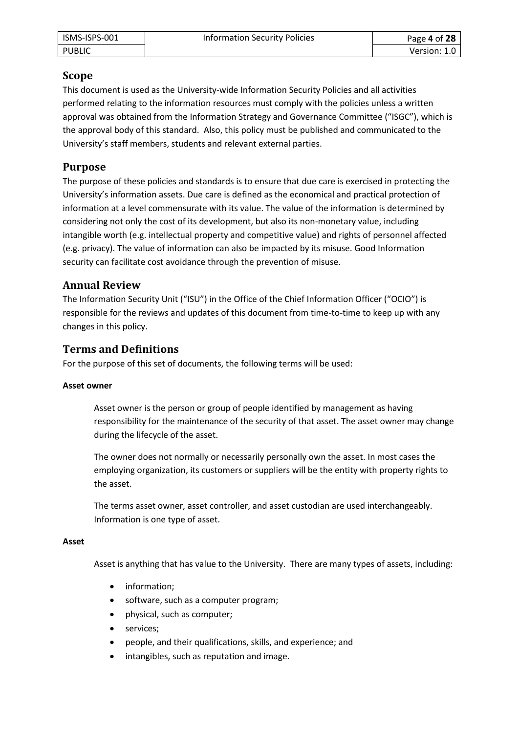## Scope

This document is used as the University-wide Information Security Policies and all activities performed relating to the information resources must comply with the policies unless a written approval was obtained from the Information Strategy and Governance Committee ("ISGC"), which is the approval body of this standard. Also, this policy must be published and communicated to the University's staff members, students and relevant external parties.

## Purpose

The purpose of these policies and standards is to ensure that due care is exercised in protecting the University's information assets. Due care is defined as the economical and practical protection of information at a level commensurate with its value. The value of the information is determined by considering not only the cost of its development, but also its non-monetary value, including intangible worth (e.g. intellectual property and competitive value) and rights of personnel affected (e.g. privacy). The value of information can also be impacted by its misuse. Good Information security can facilitate cost avoidance through the prevention of misuse.

## Annual Review

The Information Security Unit ("ISU") in the Office of the Chief Information Officer ("OCIO") is responsible for the reviews and updates of this document from time-to-time to keep up with any changes in this policy.

## Terms and Definitions

For the purpose of this set of documents, the following terms will be used:

**Asset owner**

Asset owner is the person or group of people identified by management as having responsibility for the maintenance of the security of that asset. The asset owner may change during the lifecycle of the asset.

The owner does not normally or necessarily personally own the asset. In most cases the employing organization, its customers or suppliers will be the entity with property rights to the asset.

The terms asset owner, asset controller, and asset custodian are used interchangeably. Information is one type of asset.

**Asset**

Asset is anything that has value to the University. There are many types of assets, including:

- information;
- software, such as a computer program;
- physical, such as computer;
- services;
- people, and their qualifications, skills, and experience; and
- intangibles, such as reputation and image.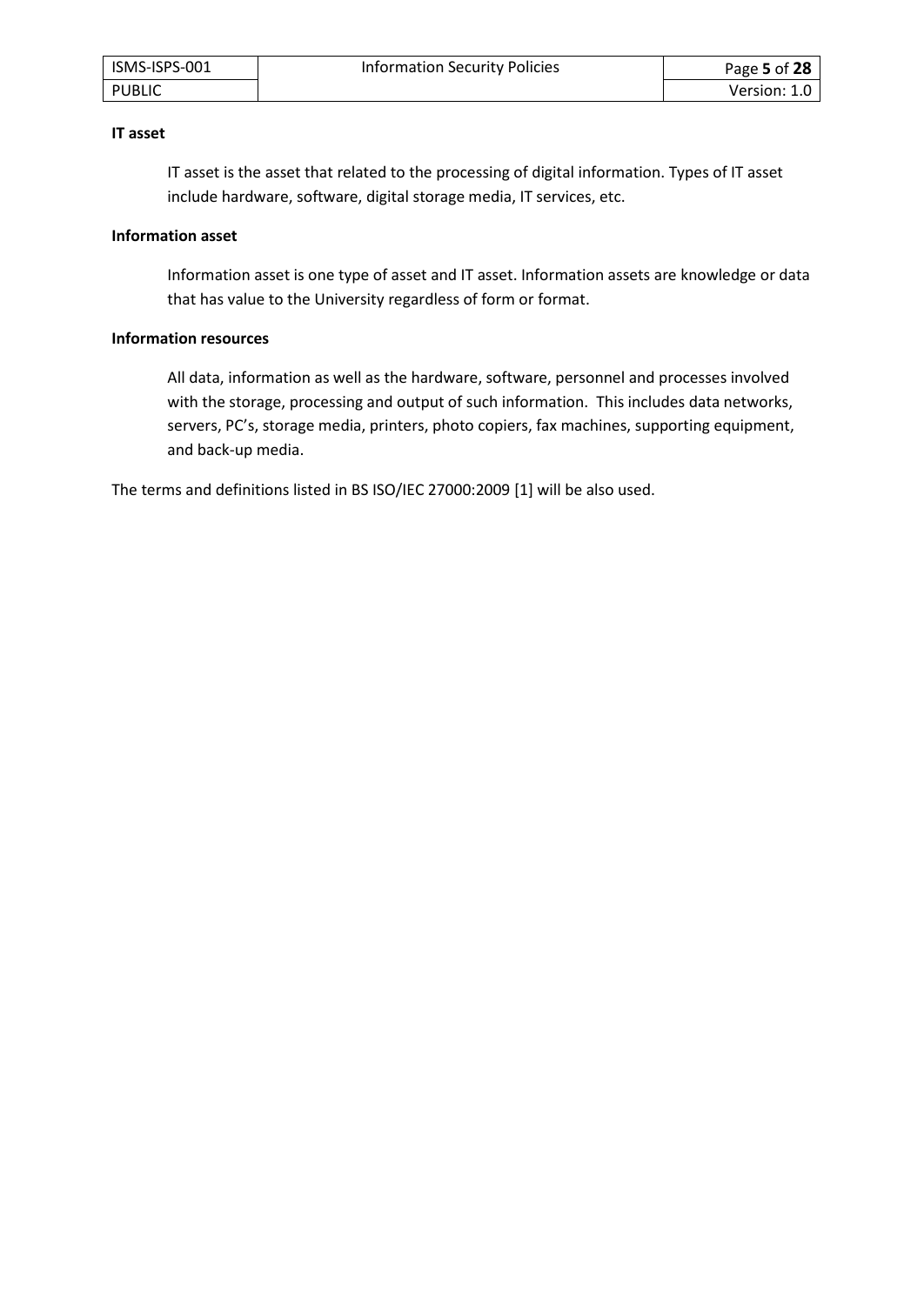**IT asset**

IT asset is the asset that related to the processing of digital information. Types of IT asset include hardware, software, digital storage media, IT services, etc.

**Information asset**

Information asset is one type of asset and IT asset. Information assets are knowledge or data that has value to the University regardless of form or format.

**Information resources**

All data, information as well as the hardware, software, personnel and processes involved with the storage, processing and output of such information. This includes data networks, servers, PC's, storage media, printers, photo copiers, fax machines, supporting equipment, and back-up media.

The terms and definitions listed in BS ISO/IEC 27000:2009 [1] will be also used.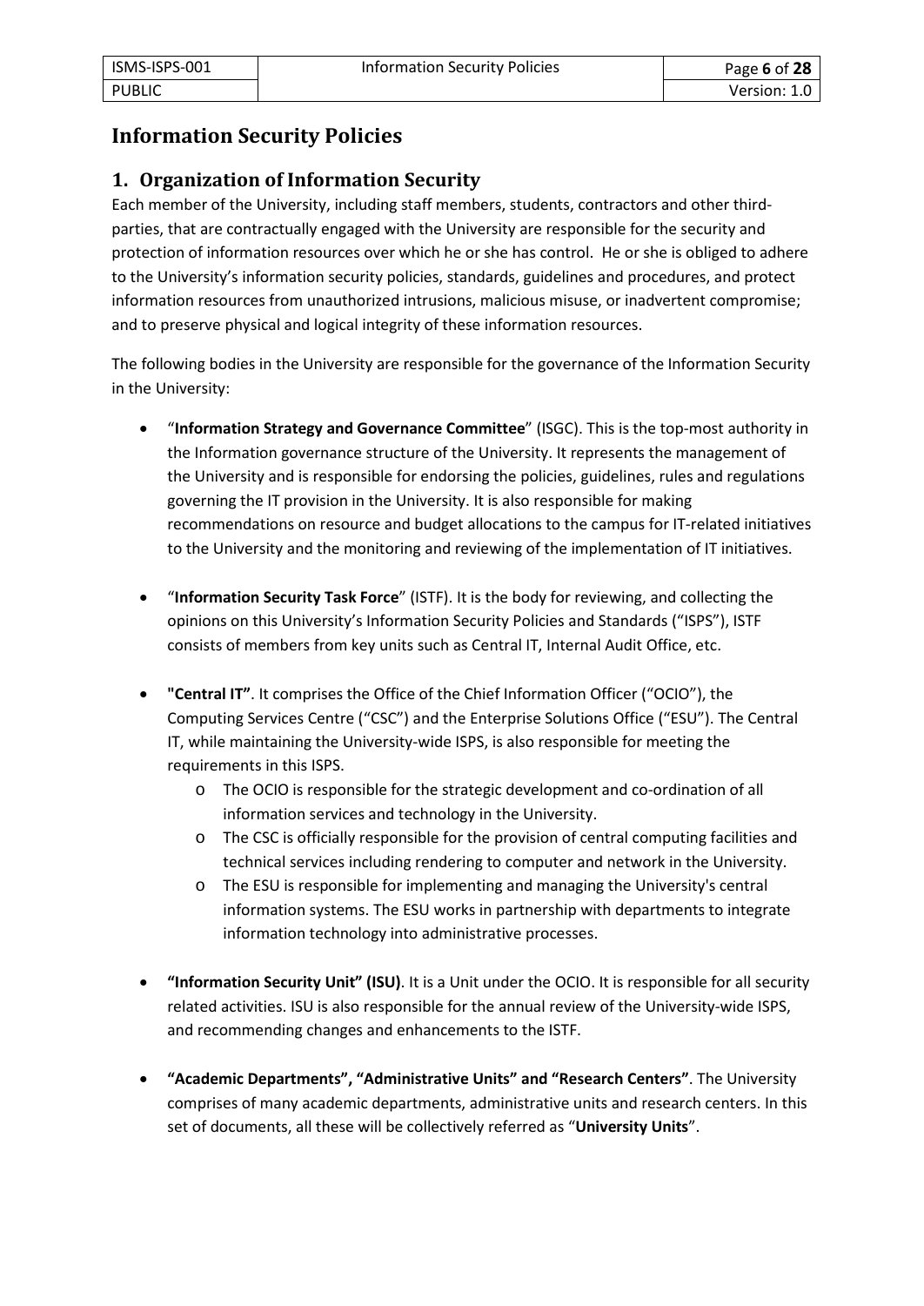# Information Security Policies

## 1. Organization of Information Security

Each member of the University, including staff members, students, contractors and other third-parties, that are contractually engaged with the University are responsible for the security and protection of information resources over which he or she has control. He or she is obliged to adhere to the University's information security policies, standards, guidelines and procedures, and protect information resources from unauthorized intrusions, malicious misuse, or inadvertent compromise; and to preserve physical and logical integrity of these information resources.

The following bodies in the University are responsible for the governance of the Information Security in the University:

- "**Information Strategy and Governance Committee**" (ISGC). This is the top-most authority in the Information governance structure of the University. It represents the management of the University and is responsible for endorsing the policies, guidelines, rules and regulations governing the IT provision in the University. It is also responsible for making recommendations on resource and budget allocations to the campus for IT-related initiatives to the University and the monitoring and reviewing of the implementation of IT initiatives.

- "**Information Security Task Force**" (ISTF). It is the body for reviewing, and collecting the opinions on this University's Information Security Policies and Standards ("ISPS"), ISTF consists of members from key units such as Central IT, Internal Audit Office, etc.

- **"Central IT"**. It comprises the Office of the Chief Information Officer ("OCIO"), the Computing Services Centre ("CSC") and the Enterprise Solutions Office ("ESU"). The Central IT, while maintaining the University-wide ISPS, is also responsible for meeting the requirements in this ISPS.
  - The OCIO is responsible for the strategic development and co-ordination of all information services and technology in the University.
  - The CSC is officially responsible for the provision of central computing facilities and technical services including rendering to computer and network in the University.
  - The ESU is responsible for implementing and managing the University's central information systems. The ESU works in partnership with departments to integrate information technology into administrative processes.

- **"Information Security Unit" (ISU)**. It is a Unit under the OCIO. It is responsible for all security related activities. ISU is also responsible for the annual review of the University-wide ISPS, and recommending changes and enhancements to the ISTF.

- **"Academic Departments", "Administrative Units" and "Research Centers"**. The University comprises of many academic departments, administrative units and research centers. In this set of documents, all these will be collectively referred as "**University Units**".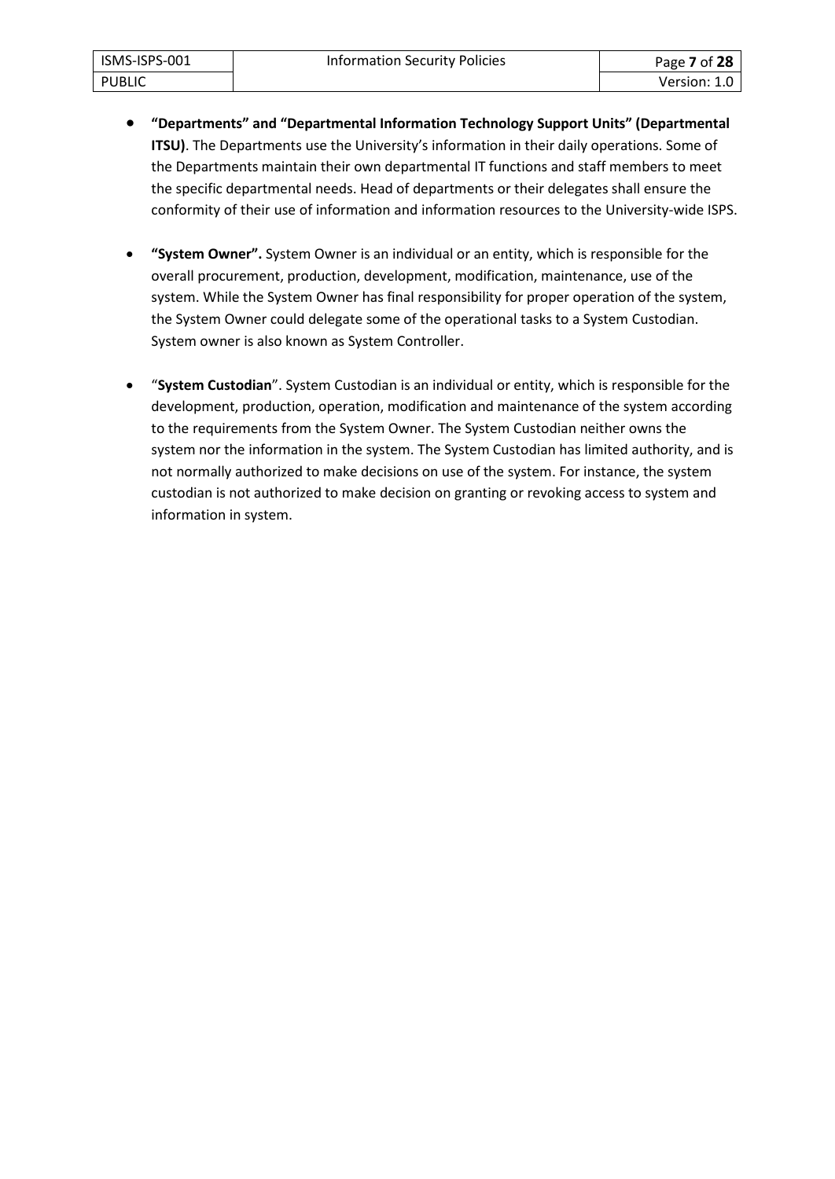- **"Departments" and "Departmental Information Technology Support Units" (Departmental ITSU)**. The Departments use the University's information in their daily operations. Some of the Departments maintain their own departmental IT functions and staff members to meet the specific departmental needs. Head of departments or their delegates shall ensure the conformity of their use of information and information resources to the University-wide ISPS.

- **"System Owner".** System Owner is an individual or an entity, which is responsible for the overall procurement, production, development, modification, maintenance, use of the system. While the System Owner has final responsibility for proper operation of the system, the System Owner could delegate some of the operational tasks to a System Custodian. System owner is also known as System Controller.

- "**System Custodian**". System Custodian is an individual or entity, which is responsible for the development, production, operation, modification and maintenance of the system according to the requirements from the System Owner. The System Custodian neither owns the system nor the information in the system. The System Custodian has limited authority, and is not normally authorized to make decisions on use of the system. For instance, the system custodian is not authorized to make decision on granting or revoking access to system and information in system.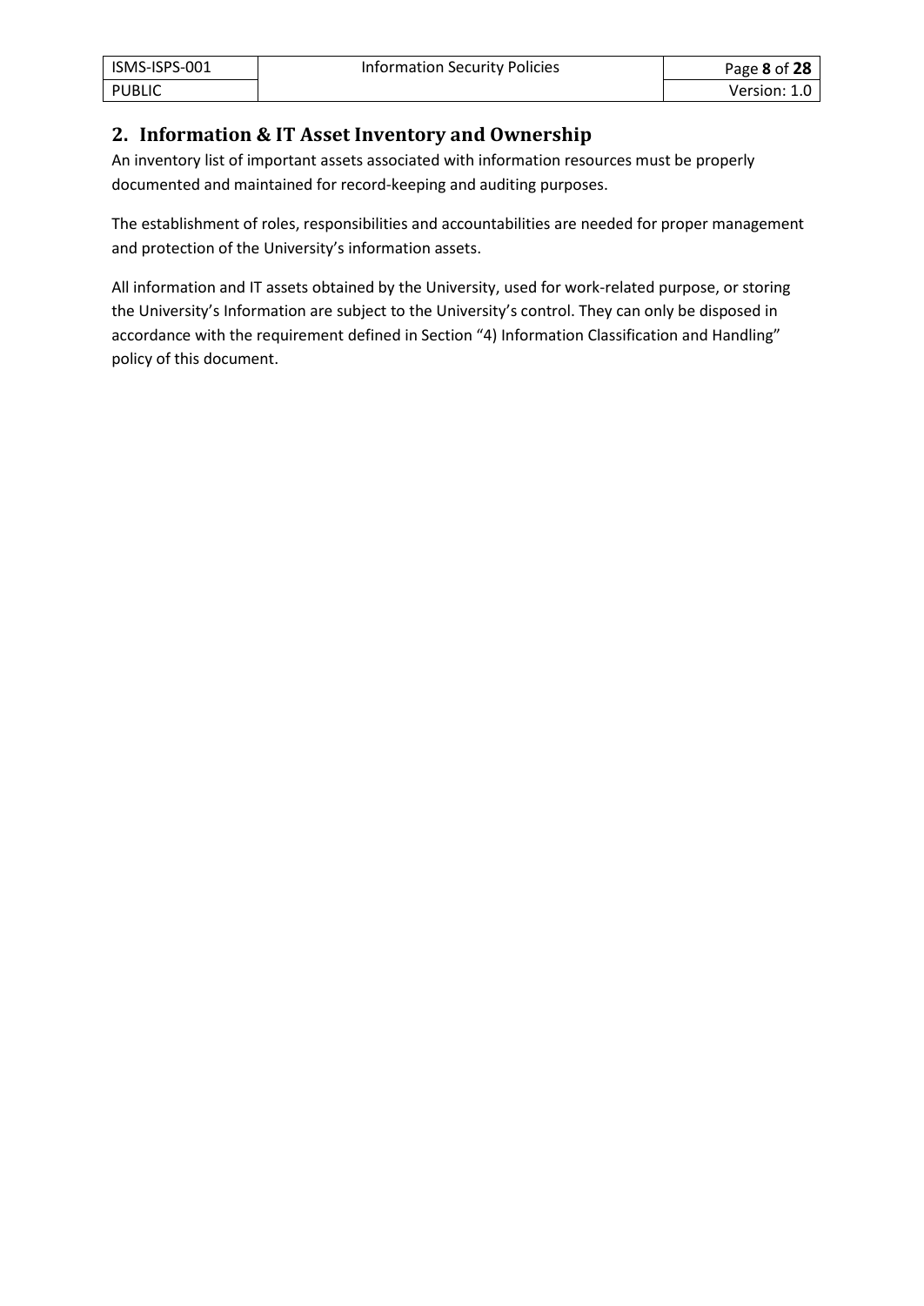## 2. Information & IT Asset Inventory and Ownership

An inventory list of important assets associated with information resources must be properly documented and maintained for record-keeping and auditing purposes.

The establishment of roles, responsibilities and accountabilities are needed for proper management and protection of the University's information assets.

All information and IT assets obtained by the University, used for work-related purpose, or storing the University's Information are subject to the University's control. They can only be disposed in accordance with the requirement defined in Section "4) Information Classification and Handling" policy of this document.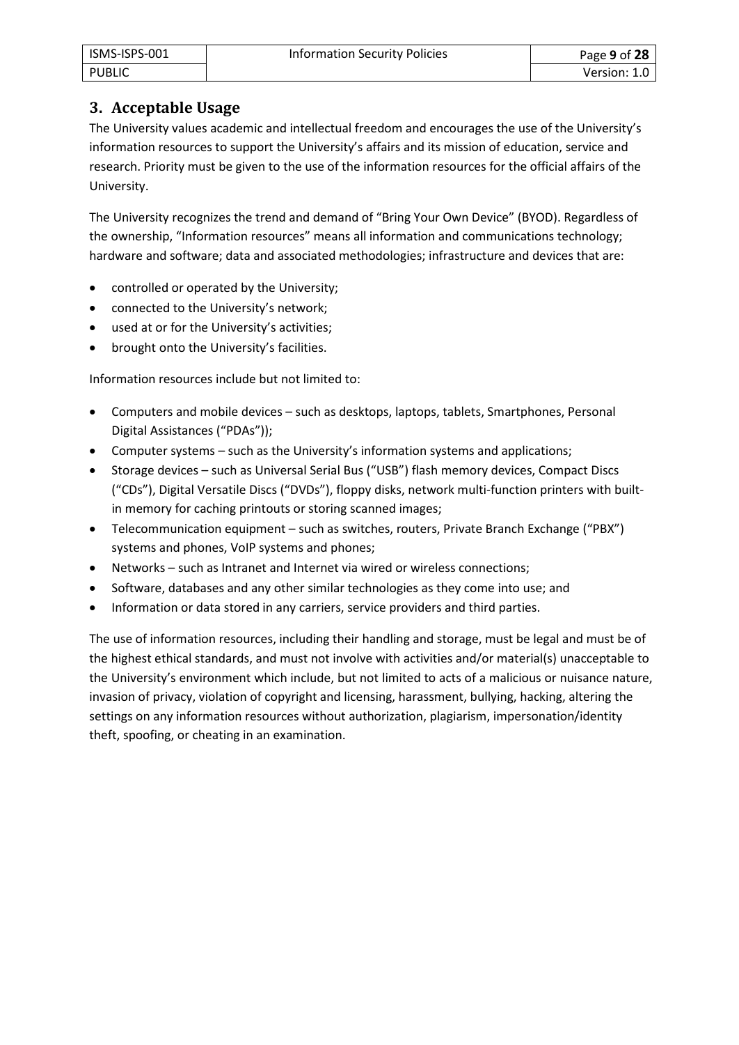## 3. Acceptable Usage

The University values academic and intellectual freedom and encourages the use of the University's information resources to support the University's affairs and its mission of education, service and research. Priority must be given to the use of the information resources for the official affairs of the University.

The University recognizes the trend and demand of "Bring Your Own Device" (BYOD). Regardless of the ownership, "Information resources" means all information and communications technology; hardware and software; data and associated methodologies; infrastructure and devices that are:

- controlled or operated by the University;
- connected to the University's network;
- used at or for the University's activities;
- brought onto the University's facilities.

Information resources include but not limited to:

- Computers and mobile devices – such as desktops, laptops, tablets, Smartphones, Personal Digital Assistances ("PDAs"));
- Computer systems – such as the University's information systems and applications;
- Storage devices – such as Universal Serial Bus ("USB") flash memory devices, Compact Discs ("CDs"), Digital Versatile Discs ("DVDs"), floppy disks, network multi-function printers with built-in memory for caching printouts or storing scanned images;
- Telecommunication equipment – such as switches, routers, Private Branch Exchange ("PBX") systems and phones, VoIP systems and phones;
- Networks – such as Intranet and Internet via wired or wireless connections;
- Software, databases and any other similar technologies as they come into use; and
- Information or data stored in any carriers, service providers and third parties.

The use of information resources, including their handling and storage, must be legal and must be of the highest ethical standards, and must not involve with activities and/or material(s) unacceptable to the University's environment which include, but not limited to acts of a malicious or nuisance nature, invasion of privacy, violation of copyright and licensing, harassment, bullying, hacking, altering the settings on any information resources without authorization, plagiarism, impersonation/identity theft, spoofing, or cheating in an examination.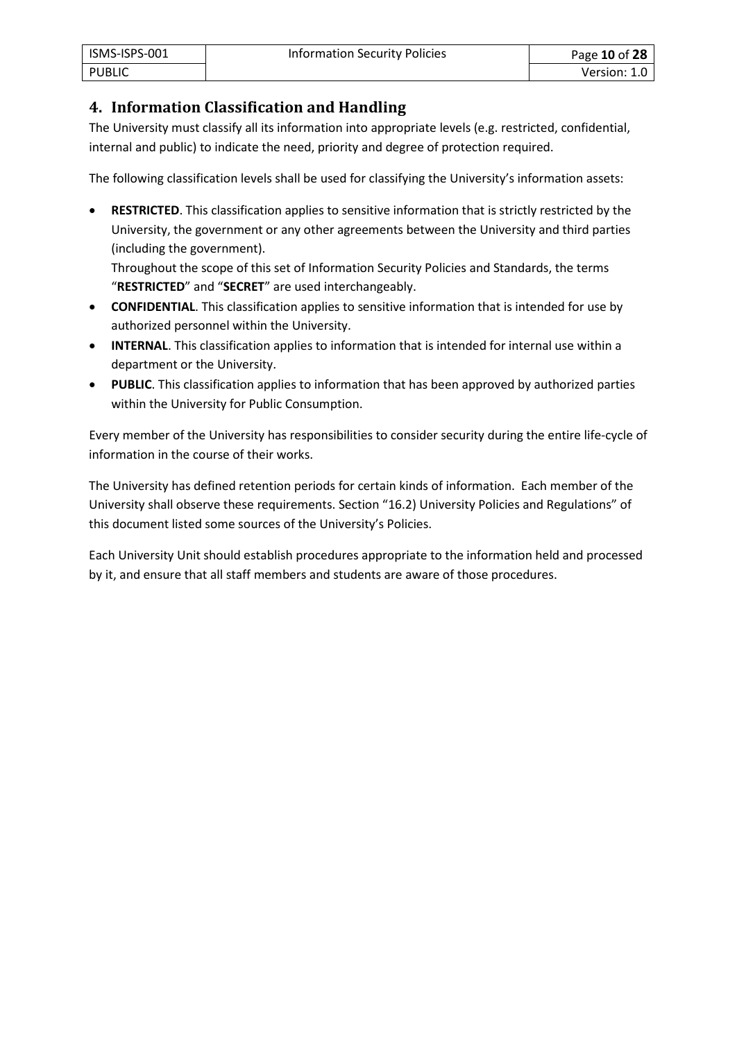## 4. Information Classification and Handling

The University must classify all its information into appropriate levels (e.g. restricted, confidential, internal and public) to indicate the need, priority and degree of protection required.

The following classification levels shall be used for classifying the University's information assets:

- **RESTRICTED**. This classification applies to sensitive information that is strictly restricted by the University, the government or any other agreements between the University and third parties (including the government).
  Throughout the scope of this set of Information Security Policies and Standards, the terms "**RESTRICTED**" and "**SECRET**" are used interchangeably.
- **CONFIDENTIAL**. This classification applies to sensitive information that is intended for use by authorized personnel within the University.
- **INTERNAL**. This classification applies to information that is intended for internal use within a department or the University.
- **PUBLIC**. This classification applies to information that has been approved by authorized parties within the University for Public Consumption.

Every member of the University has responsibilities to consider security during the entire life-cycle of information in the course of their works.

The University has defined retention periods for certain kinds of information. Each member of the University shall observe these requirements. Section "16.2) University Policies and Regulations" of this document listed some sources of the University's Policies.

Each University Unit should establish procedures appropriate to the information held and processed by it, and ensure that all staff members and students are aware of those procedures.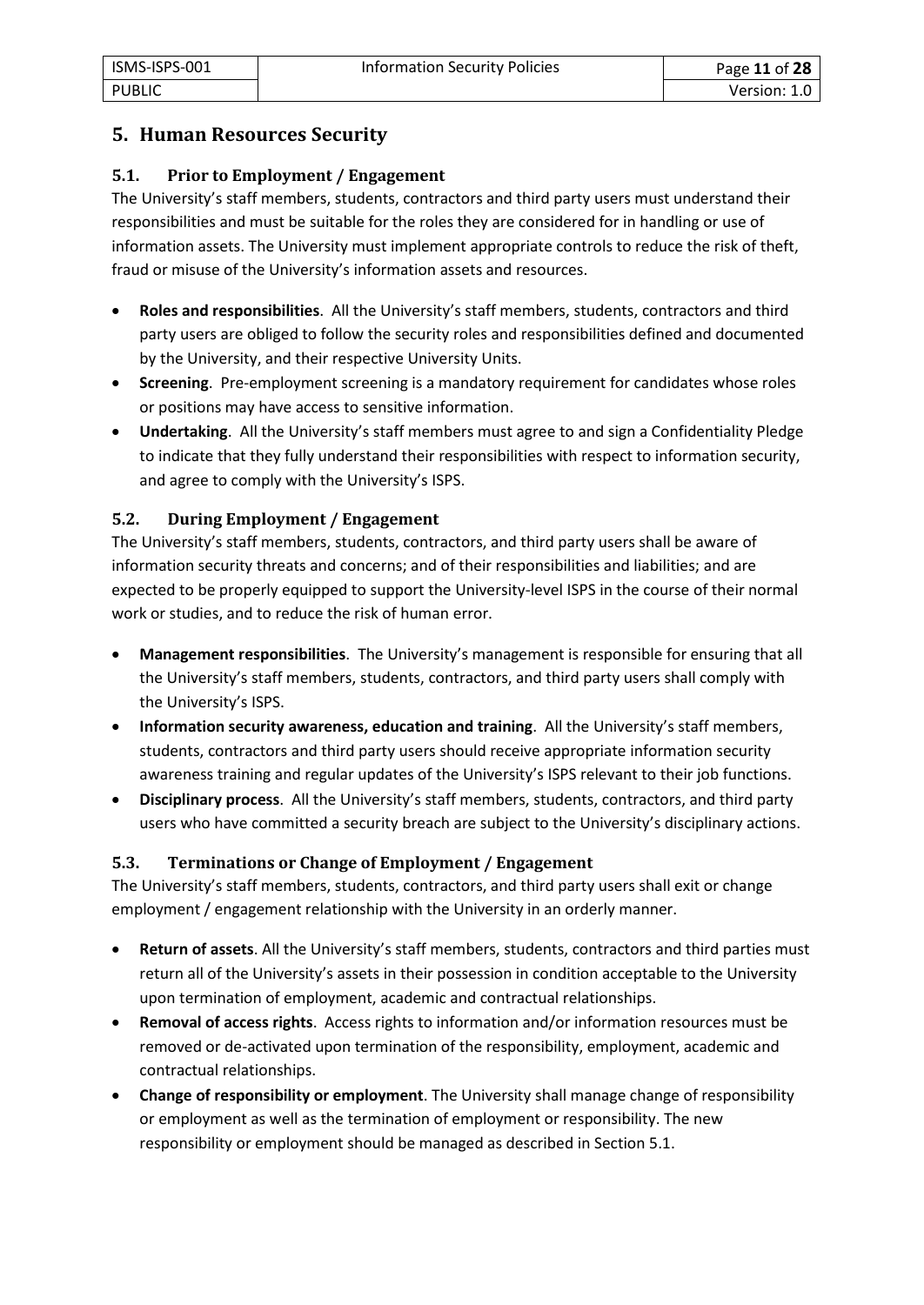## 5. Human Resources Security

### 5.1. Prior to Employment / Engagement

The University's staff members, students, contractors and third party users must understand their responsibilities and must be suitable for the roles they are considered for in handling or use of information assets. The University must implement appropriate controls to reduce the risk of theft, fraud or misuse of the University's information assets and resources.

- **Roles and responsibilities**. All the University's staff members, students, contractors and third party users are obliged to follow the security roles and responsibilities defined and documented by the University, and their respective University Units.
- **Screening**. Pre-employment screening is a mandatory requirement for candidates whose roles or positions may have access to sensitive information.
- **Undertaking**. All the University's staff members must agree to and sign a Confidentiality Pledge to indicate that they fully understand their responsibilities with respect to information security, and agree to comply with the University's ISPS.

### 5.2. During Employment / Engagement

The University's staff members, students, contractors, and third party users shall be aware of information security threats and concerns; and of their responsibilities and liabilities; and are expected to be properly equipped to support the University-level ISPS in the course of their normal work or studies, and to reduce the risk of human error.

- **Management responsibilities**. The University's management is responsible for ensuring that all the University's staff members, students, contractors, and third party users shall comply with the University's ISPS.
- **Information security awareness, education and training**. All the University's staff members, students, contractors and third party users should receive appropriate information security awareness training and regular updates of the University's ISPS relevant to their job functions.
- **Disciplinary process**. All the University's staff members, students, contractors, and third party users who have committed a security breach are subject to the University's disciplinary actions.

### 5.3. Terminations or Change of Employment / Engagement

The University's staff members, students, contractors, and third party users shall exit or change employment / engagement relationship with the University in an orderly manner.

- **Return of assets**. All the University's staff members, students, contractors and third parties must return all of the University's assets in their possession in condition acceptable to the University upon termination of employment, academic and contractual relationships.
- **Removal of access rights**. Access rights to information and/or information resources must be removed or de-activated upon termination of the responsibility, employment, academic and contractual relationships.
- **Change of responsibility or employment**. The University shall manage change of responsibility or employment as well as the termination of employment or responsibility. The new responsibility or employment should be managed as described in Section 5.1.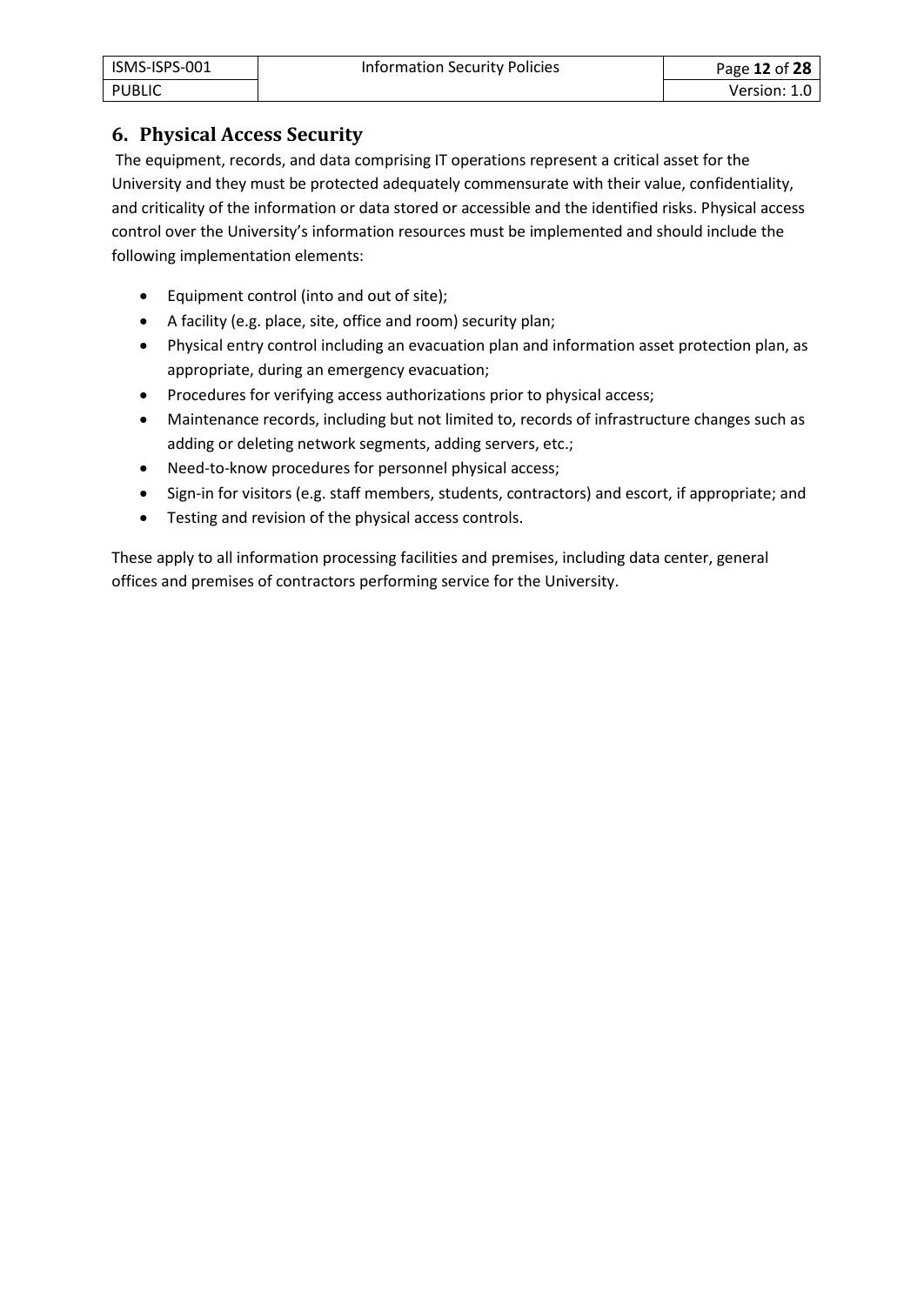## 6. Physical Access Security

The equipment, records, and data comprising IT operations represent a critical asset for the University and they must be protected adequately commensurate with their value, confidentiality, and criticality of the information or data stored or accessible and the identified risks. Physical access control over the University's information resources must be implemented and should include the following implementation elements:

- Equipment control (into and out of site);
- A facility (e.g. place, site, office and room) security plan;
- Physical entry control including an evacuation plan and information asset protection plan, as appropriate, during an emergency evacuation;
- Procedures for verifying access authorizations prior to physical access;
- Maintenance records, including but not limited to, records of infrastructure changes such as adding or deleting network segments, adding servers, etc.;
- Need-to-know procedures for personnel physical access;
- Sign-in for visitors (e.g. staff members, students, contractors) and escort, if appropriate; and
- Testing and revision of the physical access controls.

These apply to all information processing facilities and premises, including data center, general offices and premises of contractors performing service for the University.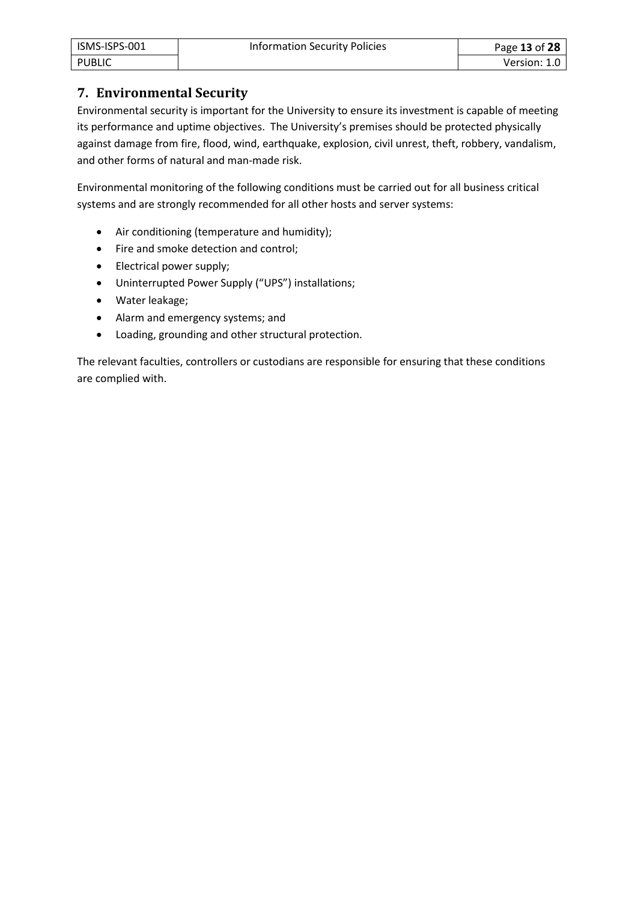## 7. Environmental Security

Environmental security is important for the University to ensure its investment is capable of meeting its performance and uptime objectives. The University's premises should be protected physically against damage from fire, flood, wind, earthquake, explosion, civil unrest, theft, robbery, vandalism, and other forms of natural and man-made risk.

Environmental monitoring of the following conditions must be carried out for all business critical systems and are strongly recommended for all other hosts and server systems:

- Air conditioning (temperature and humidity);
- Fire and smoke detection and control;
- Electrical power supply;
- Uninterrupted Power Supply ("UPS") installations;
- Water leakage;
- Alarm and emergency systems; and
- Loading, grounding and other structural protection.

The relevant faculties, controllers or custodians are responsible for ensuring that these conditions are complied with.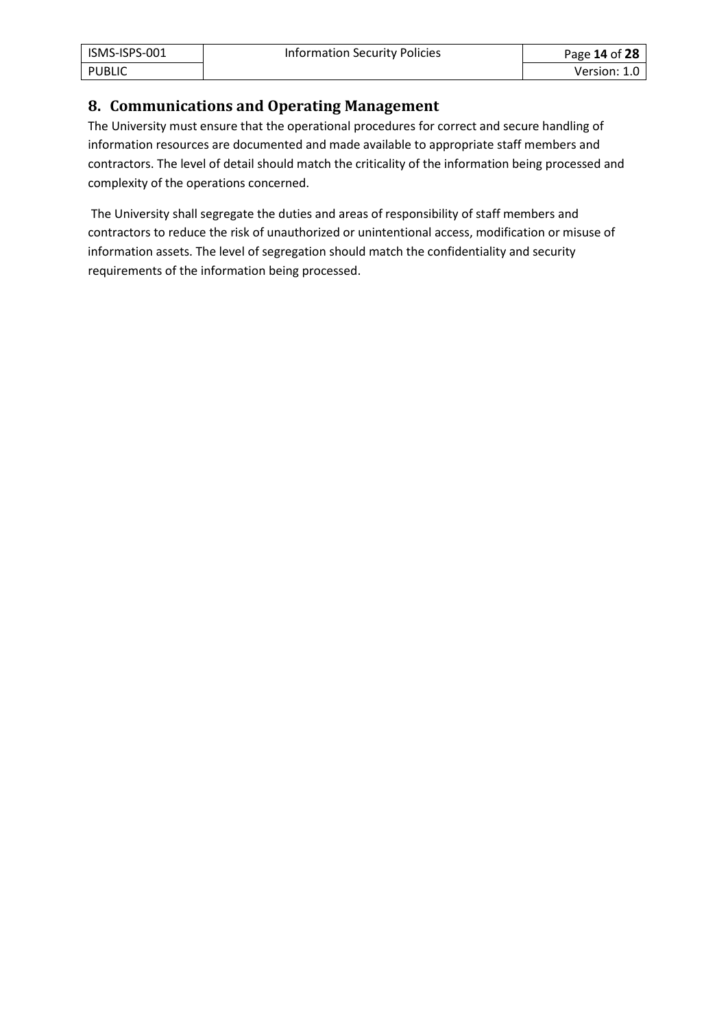## 8. Communications and Operating Management

The University must ensure that the operational procedures for correct and secure handling of information resources are documented and made available to appropriate staff members and contractors. The level of detail should match the criticality of the information being processed and complexity of the operations concerned.

The University shall segregate the duties and areas of responsibility of staff members and contractors to reduce the risk of unauthorized or unintentional access, modification or misuse of information assets. The level of segregation should match the confidentiality and security requirements of the information being processed.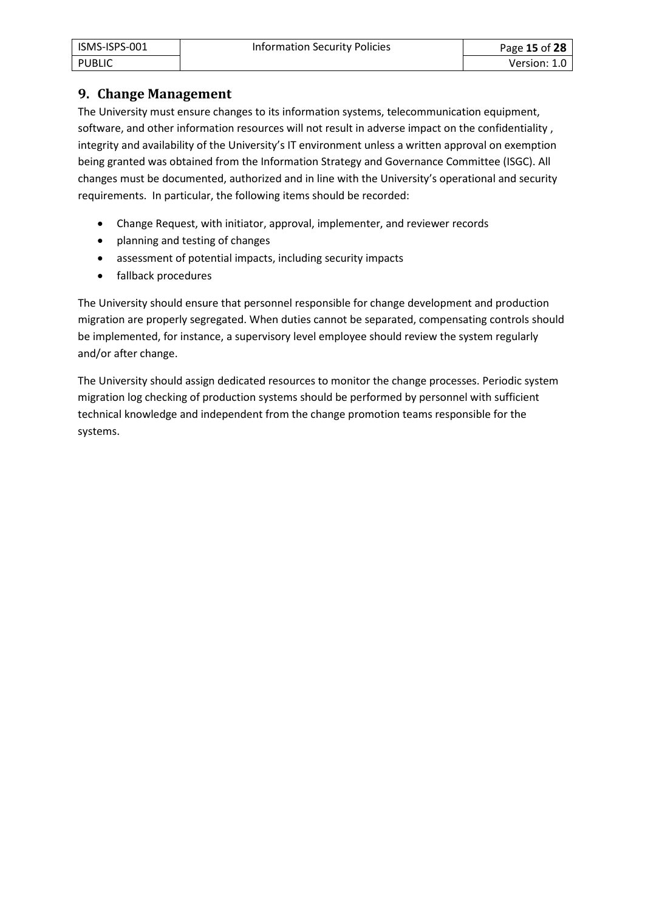## 9. Change Management

The University must ensure changes to its information systems, telecommunication equipment, software, and other information resources will not result in adverse impact on the confidentiality , integrity and availability of the University's IT environment unless a written approval on exemption being granted was obtained from the Information Strategy and Governance Committee (ISGC). All changes must be documented, authorized and in line with the University's operational and security requirements. In particular, the following items should be recorded:

- Change Request, with initiator, approval, implementer, and reviewer records
- planning and testing of changes
- assessment of potential impacts, including security impacts
- fallback procedures

The University should ensure that personnel responsible for change development and production migration are properly segregated. When duties cannot be separated, compensating controls should be implemented, for instance, a supervisory level employee should review the system regularly and/or after change.

The University should assign dedicated resources to monitor the change processes. Periodic system migration log checking of production systems should be performed by personnel with sufficient technical knowledge and independent from the change promotion teams responsible for the systems.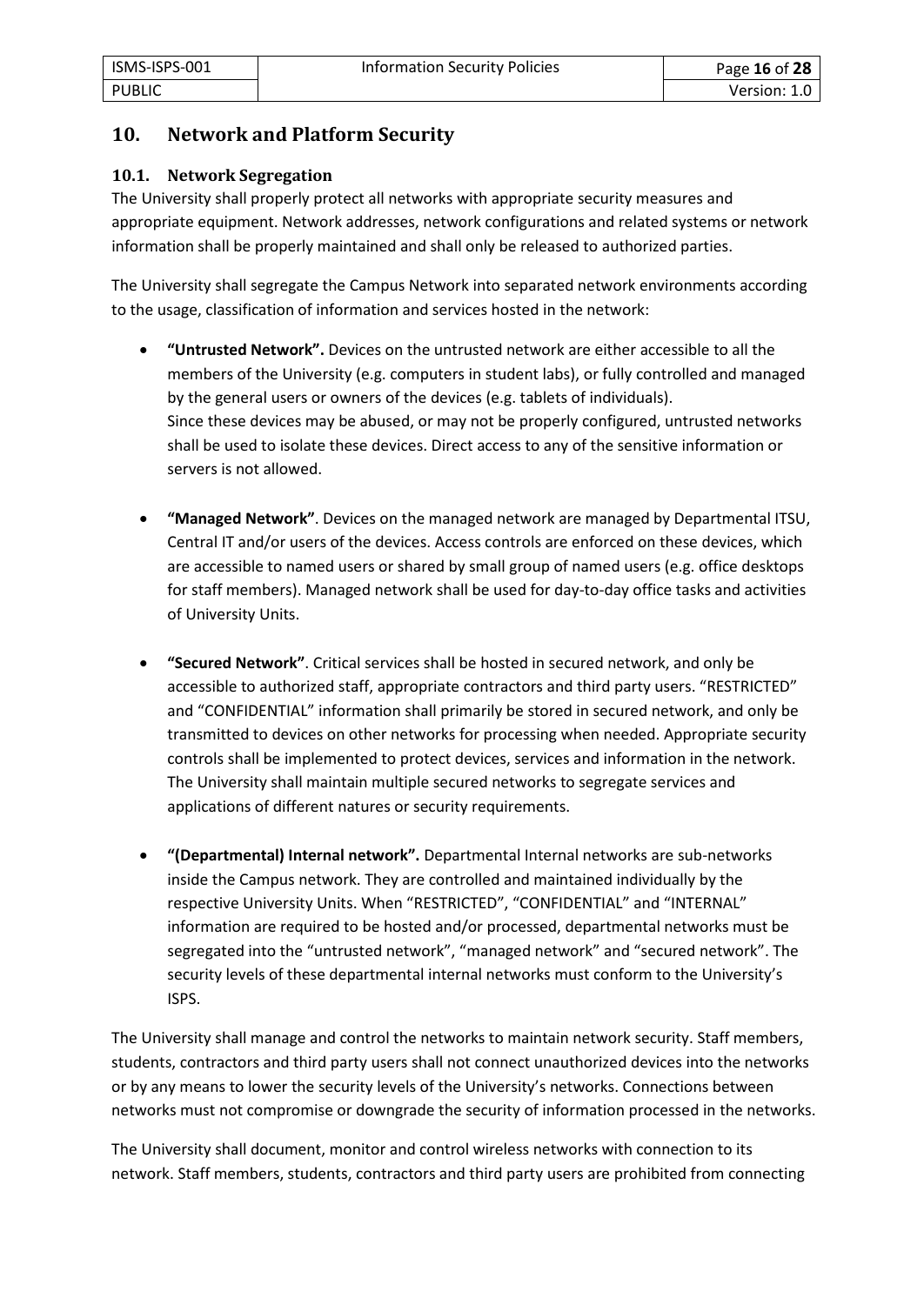## 10. Network and Platform Security

### 10.1. Network Segregation

The University shall properly protect all networks with appropriate security measures and appropriate equipment. Network addresses, network configurations and related systems or network information shall be properly maintained and shall only be released to authorized parties.

The University shall segregate the Campus Network into separated network environments according to the usage, classification of information and services hosted in the network:

- **"Untrusted Network".** Devices on the untrusted network are either accessible to all the members of the University (e.g. computers in student labs), or fully controlled and managed by the general users or owners of the devices (e.g. tablets of individuals).
  Since these devices may be abused, or may not be properly configured, untrusted networks shall be used to isolate these devices. Direct access to any of the sensitive information or servers is not allowed.

- **"Managed Network"**. Devices on the managed network are managed by Departmental ITSU, Central IT and/or users of the devices. Access controls are enforced on these devices, which are accessible to named users or shared by small group of named users (e.g. office desktops for staff members). Managed network shall be used for day-to-day office tasks and activities of University Units.

- **"Secured Network"**. Critical services shall be hosted in secured network, and only be accessible to authorized staff, appropriate contractors and third party users. "RESTRICTED" and "CONFIDENTIAL" information shall primarily be stored in secured network, and only be transmitted to devices on other networks for processing when needed. Appropriate security controls shall be implemented to protect devices, services and information in the network. The University shall maintain multiple secured networks to segregate services and applications of different natures or security requirements.

- **"(Departmental) Internal network".** Departmental Internal networks are sub-networks inside the Campus network. They are controlled and maintained individually by the respective University Units. When "RESTRICTED", "CONFIDENTIAL" and "INTERNAL" information are required to be hosted and/or processed, departmental networks must be segregated into the "untrusted network", "managed network" and "secured network". The security levels of these departmental internal networks must conform to the University's ISPS.

The University shall manage and control the networks to maintain network security. Staff members, students, contractors and third party users shall not connect unauthorized devices into the networks or by any means to lower the security levels of the University's networks. Connections between networks must not compromise or downgrade the security of information processed in the networks.

The University shall document, monitor and control wireless networks with connection to its network. Staff members, students, contractors and third party users are prohibited from connecting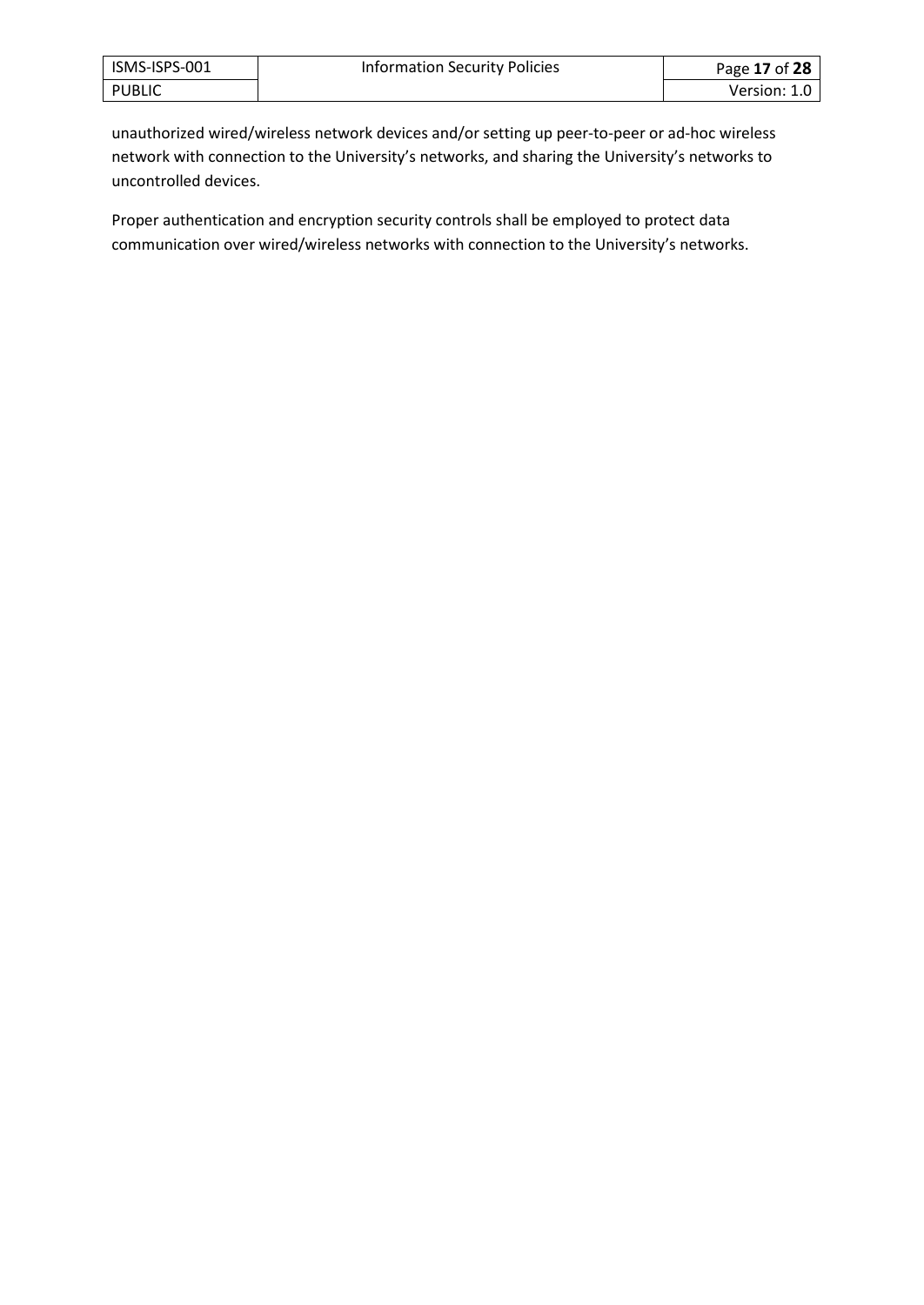unauthorized wired/wireless network devices and/or setting up peer-to-peer or ad-hoc wireless network with connection to the University's networks, and sharing the University's networks to uncontrolled devices.

Proper authentication and encryption security controls shall be employed to protect data communication over wired/wireless networks with connection to the University's networks.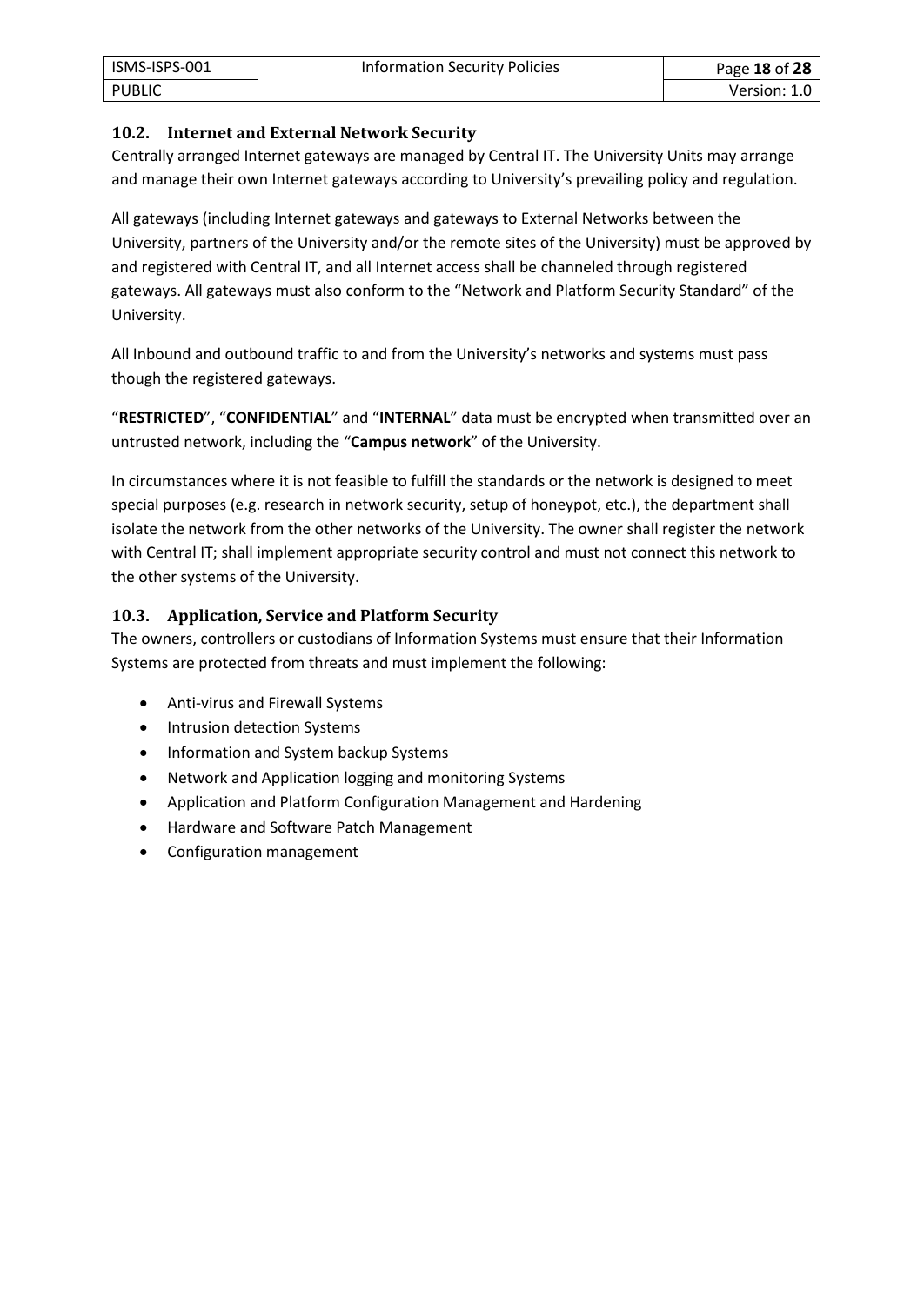### 10.2. Internet and External Network Security

Centrally arranged Internet gateways are managed by Central IT. The University Units may arrange and manage their own Internet gateways according to University's prevailing policy and regulation.

All gateways (including Internet gateways and gateways to External Networks between the University, partners of the University and/or the remote sites of the University) must be approved by and registered with Central IT, and all Internet access shall be channeled through registered gateways. All gateways must also conform to the "Network and Platform Security Standard" of the University.

All Inbound and outbound traffic to and from the University's networks and systems must pass though the registered gateways.

"**RESTRICTED**", "**CONFIDENTIAL**" and "**INTERNAL**" data must be encrypted when transmitted over an untrusted network, including the "**Campus network**" of the University.

In circumstances where it is not feasible to fulfill the standards or the network is designed to meet special purposes (e.g. research in network security, setup of honeypot, etc.), the department shall isolate the network from the other networks of the University. The owner shall register the network with Central IT; shall implement appropriate security control and must not connect this network to the other systems of the University.

### 10.3. Application, Service and Platform Security

The owners, controllers or custodians of Information Systems must ensure that their Information Systems are protected from threats and must implement the following:

- Anti-virus and Firewall Systems
- Intrusion detection Systems
- Information and System backup Systems
- Network and Application logging and monitoring Systems
- Application and Platform Configuration Management and Hardening
- Hardware and Software Patch Management
- Configuration management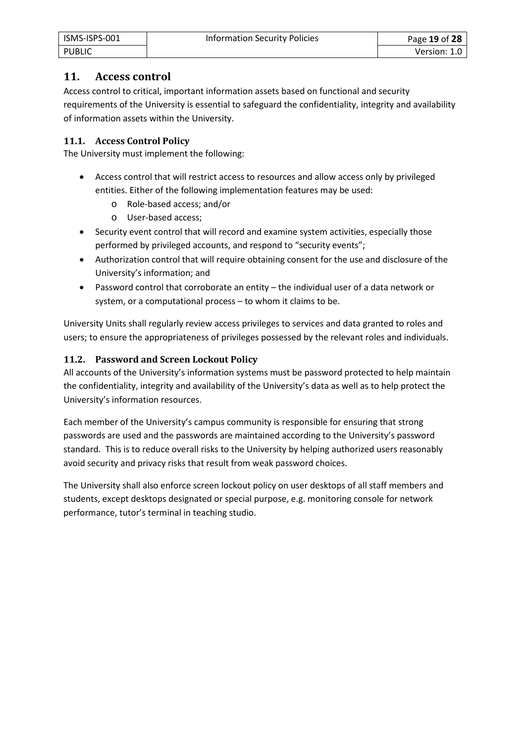## 11. Access control

Access control to critical, important information assets based on functional and security requirements of the University is essential to safeguard the confidentiality, integrity and availability of information assets within the University.

### 11.1. Access Control Policy

The University must implement the following:

- Access control that will restrict access to resources and allow access only by privileged entities. Either of the following implementation features may be used:
  - Role-based access; and/or
  - User-based access;
- Security event control that will record and examine system activities, especially those performed by privileged accounts, and respond to "security events";
- Authorization control that will require obtaining consent for the use and disclosure of the University's information; and
- Password control that corroborate an entity – the individual user of a data network or system, or a computational process – to whom it claims to be.

University Units shall regularly review access privileges to services and data granted to roles and users; to ensure the appropriateness of privileges possessed by the relevant roles and individuals.

### 11.2. Password and Screen Lockout Policy

All accounts of the University's information systems must be password protected to help maintain the confidentiality, integrity and availability of the University's data as well as to help protect the University's information resources.

Each member of the University's campus community is responsible for ensuring that strong passwords are used and the passwords are maintained according to the University's password standard. This is to reduce overall risks to the University by helping authorized users reasonably avoid security and privacy risks that result from weak password choices.

The University shall also enforce screen lockout policy on user desktops of all staff members and students, except desktops designated or special purpose, e.g. monitoring console for network performance, tutor's terminal in teaching studio.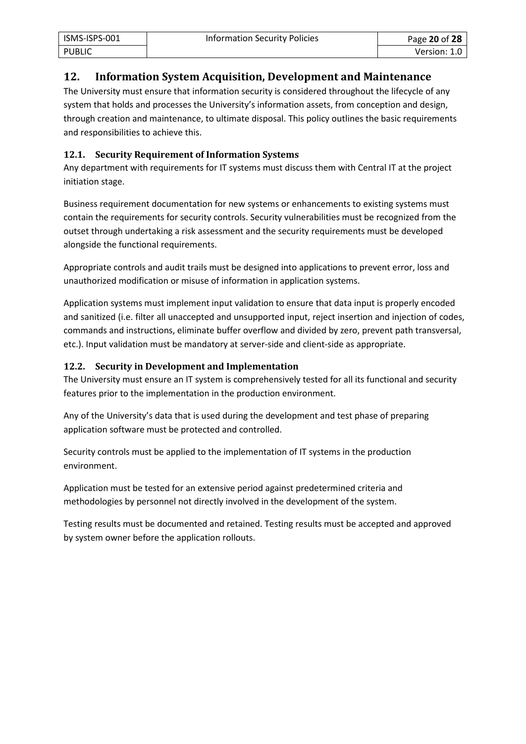## 12. Information System Acquisition, Development and Maintenance

The University must ensure that information security is considered throughout the lifecycle of any system that holds and processes the University's information assets, from conception and design, through creation and maintenance, to ultimate disposal. This policy outlines the basic requirements and responsibilities to achieve this.

### 12.1. Security Requirement of Information Systems

Any department with requirements for IT systems must discuss them with Central IT at the project initiation stage.

Business requirement documentation for new systems or enhancements to existing systems must contain the requirements for security controls. Security vulnerabilities must be recognized from the outset through undertaking a risk assessment and the security requirements must be developed alongside the functional requirements.

Appropriate controls and audit trails must be designed into applications to prevent error, loss and unauthorized modification or misuse of information in application systems.

Application systems must implement input validation to ensure that data input is properly encoded and sanitized (i.e. filter all unaccepted and unsupported input, reject insertion and injection of codes, commands and instructions, eliminate buffer overflow and divided by zero, prevent path transversal, etc.). Input validation must be mandatory at server-side and client-side as appropriate.

### 12.2. Security in Development and Implementation

The University must ensure an IT system is comprehensively tested for all its functional and security features prior to the implementation in the production environment.

Any of the University's data that is used during the development and test phase of preparing application software must be protected and controlled.

Security controls must be applied to the implementation of IT systems in the production environment.

Application must be tested for an extensive period against predetermined criteria and methodologies by personnel not directly involved in the development of the system.

Testing results must be documented and retained. Testing results must be accepted and approved by system owner before the application rollouts.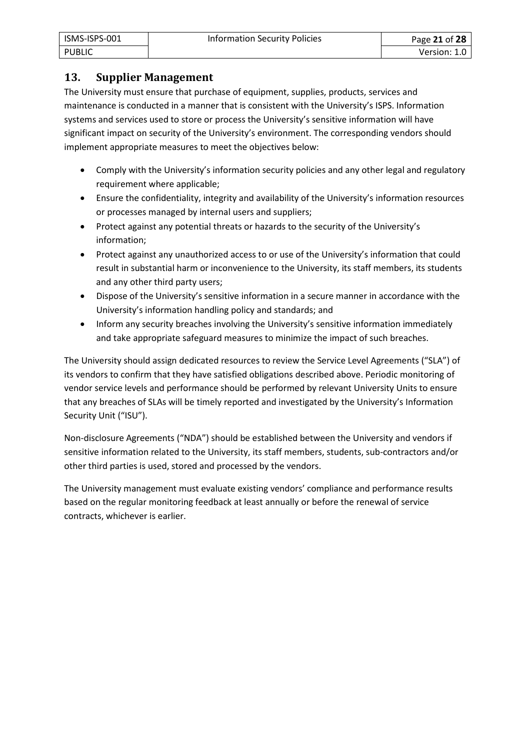## 13. Supplier Management

The University must ensure that purchase of equipment, supplies, products, services and maintenance is conducted in a manner that is consistent with the University's ISPS. Information systems and services used to store or process the University's sensitive information will have significant impact on security of the University's environment. The corresponding vendors should implement appropriate measures to meet the objectives below:

- Comply with the University's information security policies and any other legal and regulatory requirement where applicable;
- Ensure the confidentiality, integrity and availability of the University's information resources or processes managed by internal users and suppliers;
- Protect against any potential threats or hazards to the security of the University's information;
- Protect against any unauthorized access to or use of the University's information that could result in substantial harm or inconvenience to the University, its staff members, its students and any other third party users;
- Dispose of the University's sensitive information in a secure manner in accordance with the University's information handling policy and standards; and
- Inform any security breaches involving the University's sensitive information immediately and take appropriate safeguard measures to minimize the impact of such breaches.

The University should assign dedicated resources to review the Service Level Agreements ("SLA") of its vendors to confirm that they have satisfied obligations described above. Periodic monitoring of vendor service levels and performance should be performed by relevant University Units to ensure that any breaches of SLAs will be timely reported and investigated by the University's Information Security Unit ("ISU").

Non-disclosure Agreements ("NDA") should be established between the University and vendors if sensitive information related to the University, its staff members, students, sub-contractors and/or other third parties is used, stored and processed by the vendors.

The University management must evaluate existing vendors' compliance and performance results based on the regular monitoring feedback at least annually or before the renewal of service contracts, whichever is earlier.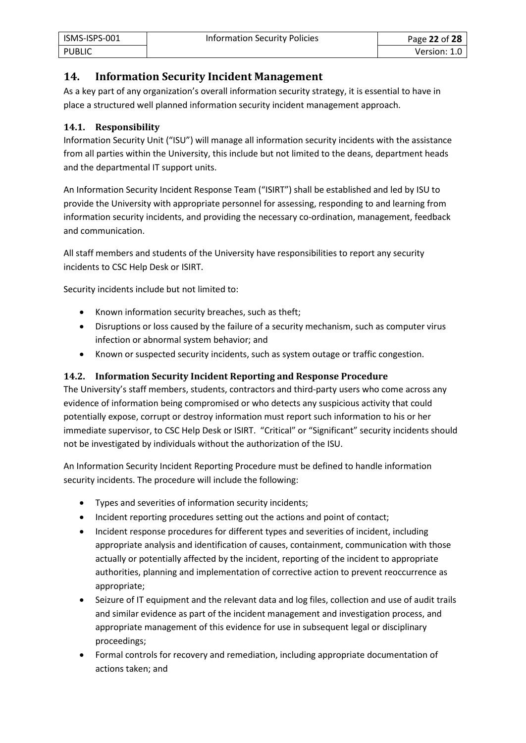## 14. Information Security Incident Management

As a key part of any organization's overall information security strategy, it is essential to have in place a structured well planned information security incident management approach.

### 14.1. Responsibility

Information Security Unit ("ISU") will manage all information security incidents with the assistance from all parties within the University, this include but not limited to the deans, department heads and the departmental IT support units.

An Information Security Incident Response Team ("ISIRT") shall be established and led by ISU to provide the University with appropriate personnel for assessing, responding to and learning from information security incidents, and providing the necessary co-ordination, management, feedback and communication.

All staff members and students of the University have responsibilities to report any security incidents to CSC Help Desk or ISIRT.

Security incidents include but not limited to:

- Known information security breaches, such as theft;
- Disruptions or loss caused by the failure of a security mechanism, such as computer virus infection or abnormal system behavior; and
- Known or suspected security incidents, such as system outage or traffic congestion.

### 14.2. Information Security Incident Reporting and Response Procedure

The University's staff members, students, contractors and third-party users who come across any evidence of information being compromised or who detects any suspicious activity that could potentially expose, corrupt or destroy information must report such information to his or her immediate supervisor, to CSC Help Desk or ISIRT. "Critical" or "Significant" security incidents should not be investigated by individuals without the authorization of the ISU.

An Information Security Incident Reporting Procedure must be defined to handle information security incidents. The procedure will include the following:

- Types and severities of information security incidents;
- Incident reporting procedures setting out the actions and point of contact;
- Incident response procedures for different types and severities of incident, including appropriate analysis and identification of causes, containment, communication with those actually or potentially affected by the incident, reporting of the incident to appropriate authorities, planning and implementation of corrective action to prevent reoccurrence as appropriate;
- Seizure of IT equipment and the relevant data and log files, collection and use of audit trails and similar evidence as part of the incident management and investigation process, and appropriate management of this evidence for use in subsequent legal or disciplinary proceedings;
- Formal controls for recovery and remediation, including appropriate documentation of actions taken; and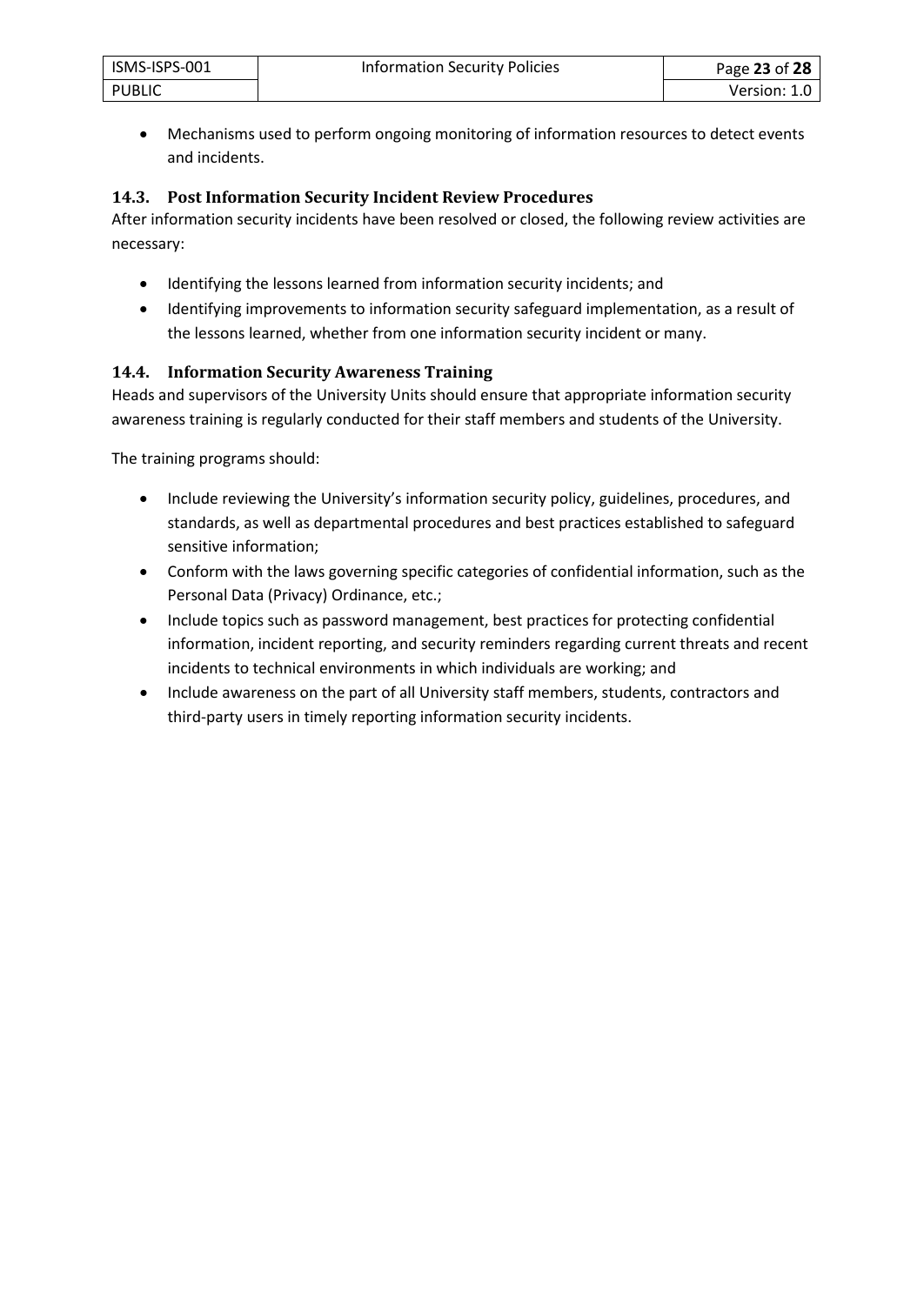- Mechanisms used to perform ongoing monitoring of information resources to detect events and incidents.

### 14.3. Post Information Security Incident Review Procedures

After information security incidents have been resolved or closed, the following review activities are necessary:

- Identifying the lessons learned from information security incidents; and
- Identifying improvements to information security safeguard implementation, as a result of the lessons learned, whether from one information security incident or many.

### 14.4. Information Security Awareness Training

Heads and supervisors of the University Units should ensure that appropriate information security awareness training is regularly conducted for their staff members and students of the University.

The training programs should:

- Include reviewing the University's information security policy, guidelines, procedures, and standards, as well as departmental procedures and best practices established to safeguard sensitive information;
- Conform with the laws governing specific categories of confidential information, such as the Personal Data (Privacy) Ordinance, etc.;
- Include topics such as password management, best practices for protecting confidential information, incident reporting, and security reminders regarding current threats and recent incidents to technical environments in which individuals are working; and
- Include awareness on the part of all University staff members, students, contractors and third-party users in timely reporting information security incidents.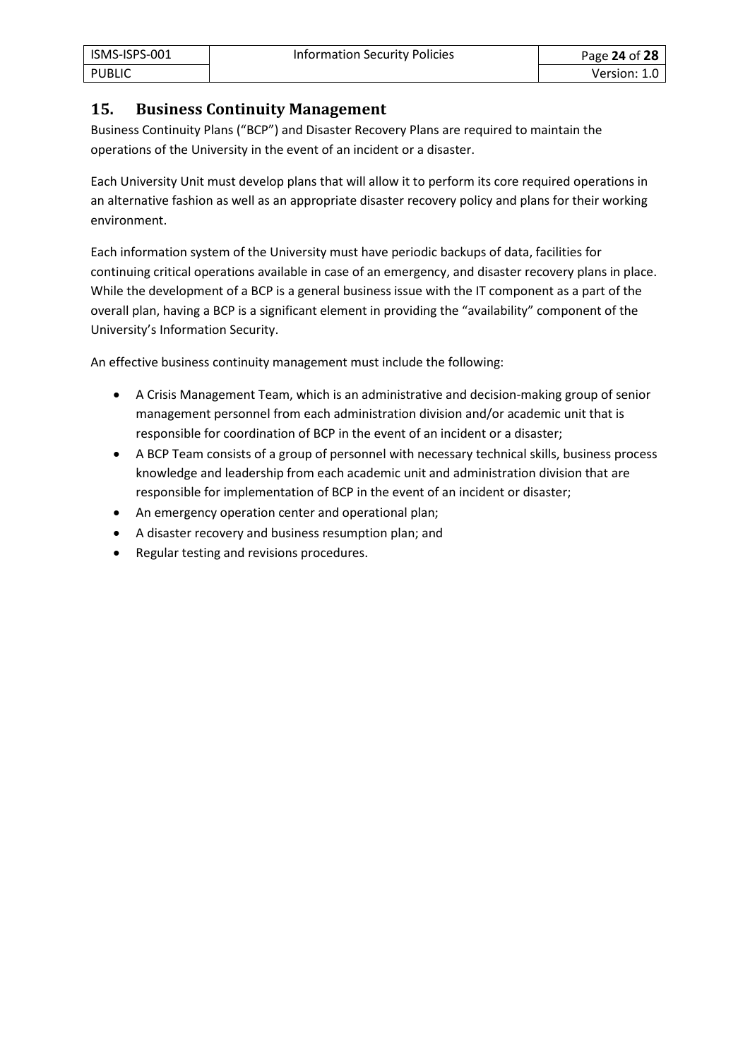## 15. Business Continuity Management

Business Continuity Plans ("BCP") and Disaster Recovery Plans are required to maintain the operations of the University in the event of an incident or a disaster.

Each University Unit must develop plans that will allow it to perform its core required operations in an alternative fashion as well as an appropriate disaster recovery policy and plans for their working environment.

Each information system of the University must have periodic backups of data, facilities for continuing critical operations available in case of an emergency, and disaster recovery plans in place. While the development of a BCP is a general business issue with the IT component as a part of the overall plan, having a BCP is a significant element in providing the "availability" component of the University's Information Security.

An effective business continuity management must include the following:

- A Crisis Management Team, which is an administrative and decision-making group of senior management personnel from each administration division and/or academic unit that is responsible for coordination of BCP in the event of an incident or a disaster;
- A BCP Team consists of a group of personnel with necessary technical skills, business process knowledge and leadership from each academic unit and administration division that are responsible for implementation of BCP in the event of an incident or disaster;
- An emergency operation center and operational plan;
- A disaster recovery and business resumption plan; and
- Regular testing and revisions procedures.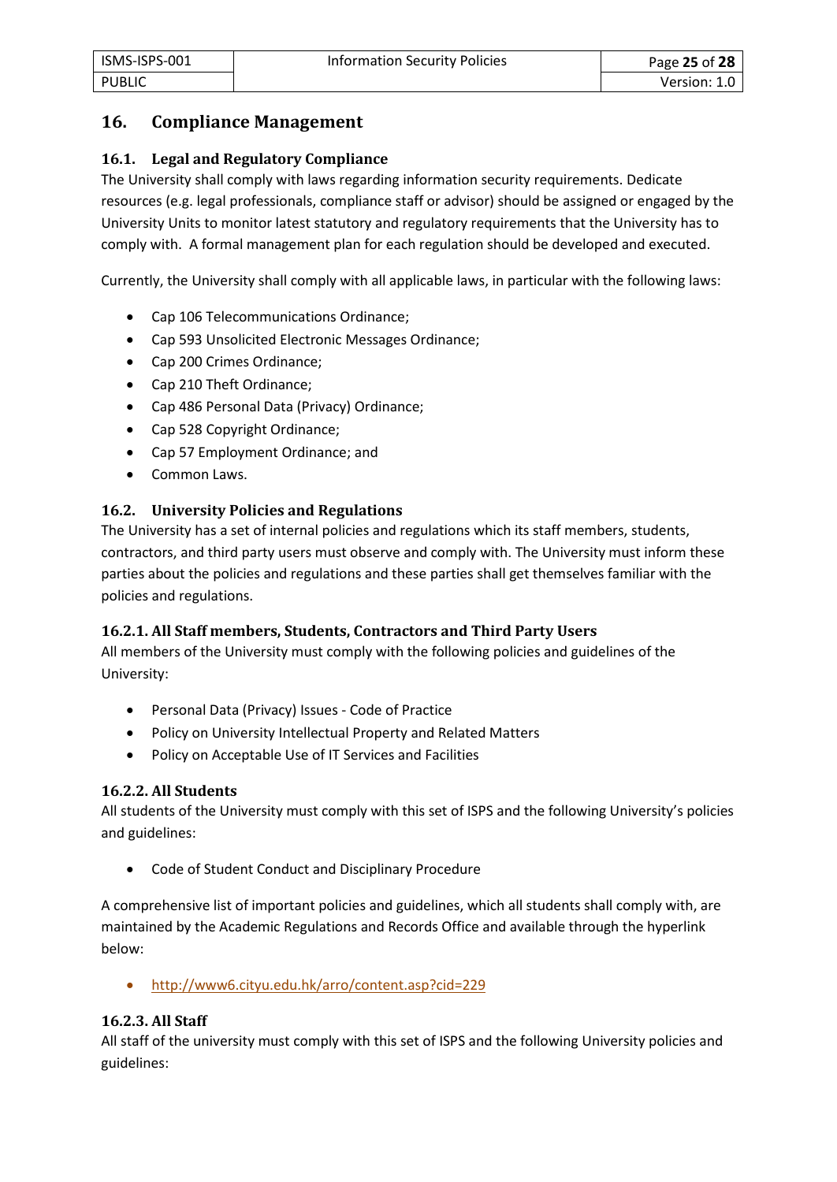## 16. Compliance Management

### 16.1. Legal and Regulatory Compliance

The University shall comply with laws regarding information security requirements. Dedicate resources (e.g. legal professionals, compliance staff or advisor) should be assigned or engaged by the University Units to monitor latest statutory and regulatory requirements that the University has to comply with. A formal management plan for each regulation should be developed and executed.

Currently, the University shall comply with all applicable laws, in particular with the following laws:

- Cap 106 Telecommunications Ordinance;
- Cap 593 Unsolicited Electronic Messages Ordinance;
- Cap 200 Crimes Ordinance;
- Cap 210 Theft Ordinance;
- Cap 486 Personal Data (Privacy) Ordinance;
- Cap 528 Copyright Ordinance;
- Cap 57 Employment Ordinance; and
- Common Laws.

### 16.2. University Policies and Regulations

The University has a set of internal policies and regulations which its staff members, students, contractors, and third party users must observe and comply with. The University must inform these parties about the policies and regulations and these parties shall get themselves familiar with the policies and regulations.

#### 16.2.1. All Staff members, Students, Contractors and Third Party Users

All members of the University must comply with the following policies and guidelines of the University:

- Personal Data (Privacy) Issues - Code of Practice
- Policy on University Intellectual Property and Related Matters
- Policy on Acceptable Use of IT Services and Facilities

#### 16.2.2. All Students

All students of the University must comply with this set of ISPS and the following University's policies and guidelines:

- Code of Student Conduct and Disciplinary Procedure

A comprehensive list of important policies and guidelines, which all students shall comply with, are maintained by the Academic Regulations and Records Office and available through the hyperlink below:

- http://www6.cityu.edu.hk/arro/content.asp?cid=229

#### 16.2.3. All Staff

All staff of the university must comply with this set of ISPS and the following University policies and guidelines: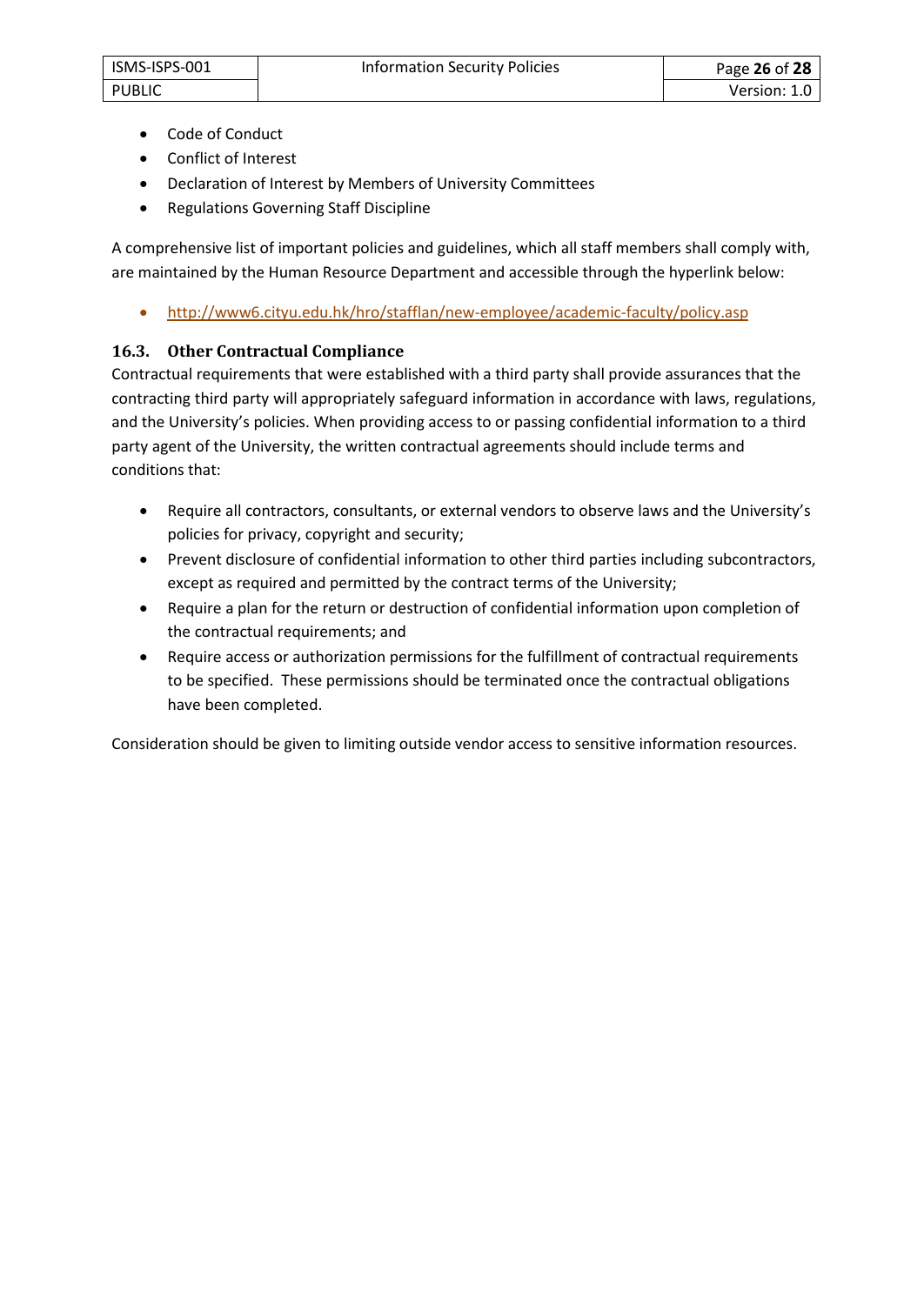- Code of Conduct
- Conflict of Interest
- Declaration of Interest by Members of University Committees
- Regulations Governing Staff Discipline

A comprehensive list of important policies and guidelines, which all staff members shall comply with, are maintained by the Human Resource Department and accessible through the hyperlink below:

- http://www6.cityu.edu.hk/hro/stafflan/new-employee/academic-faculty/policy.asp

### 16.3. Other Contractual Compliance

Contractual requirements that were established with a third party shall provide assurances that the contracting third party will appropriately safeguard information in accordance with laws, regulations, and the University's policies. When providing access to or passing confidential information to a third party agent of the University, the written contractual agreements should include terms and conditions that:

- Require all contractors, consultants, or external vendors to observe laws and the University's policies for privacy, copyright and security;
- Prevent disclosure of confidential information to other third parties including subcontractors, except as required and permitted by the contract terms of the University;
- Require a plan for the return or destruction of confidential information upon completion of the contractual requirements; and
- Require access or authorization permissions for the fulfillment of contractual requirements to be specified. These permissions should be terminated once the contractual obligations have been completed.

Consideration should be given to limiting outside vendor access to sensitive information resources.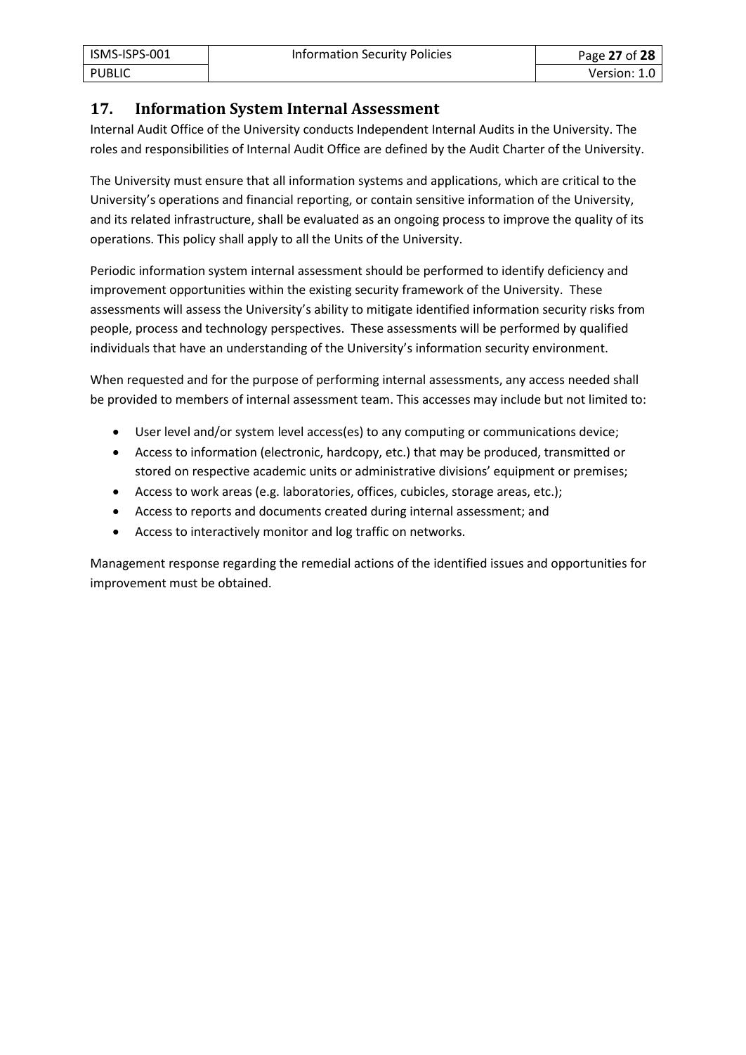## 17. Information System Internal Assessment

Internal Audit Office of the University conducts Independent Internal Audits in the University. The roles and responsibilities of Internal Audit Office are defined by the Audit Charter of the University.

The University must ensure that all information systems and applications, which are critical to the University's operations and financial reporting, or contain sensitive information of the University, and its related infrastructure, shall be evaluated as an ongoing process to improve the quality of its operations. This policy shall apply to all the Units of the University.

Periodic information system internal assessment should be performed to identify deficiency and improvement opportunities within the existing security framework of the University. These assessments will assess the University's ability to mitigate identified information security risks from people, process and technology perspectives. These assessments will be performed by qualified individuals that have an understanding of the University's information security environment.

When requested and for the purpose of performing internal assessments, any access needed shall be provided to members of internal assessment team. This accesses may include but not limited to:

- User level and/or system level access(es) to any computing or communications device;
- Access to information (electronic, hardcopy, etc.) that may be produced, transmitted or stored on respective academic units or administrative divisions' equipment or premises;
- Access to work areas (e.g. laboratories, offices, cubicles, storage areas, etc.);
- Access to reports and documents created during internal assessment; and
- Access to interactively monitor and log traffic on networks.

Management response regarding the remedial actions of the identified issues and opportunities for improvement must be obtained.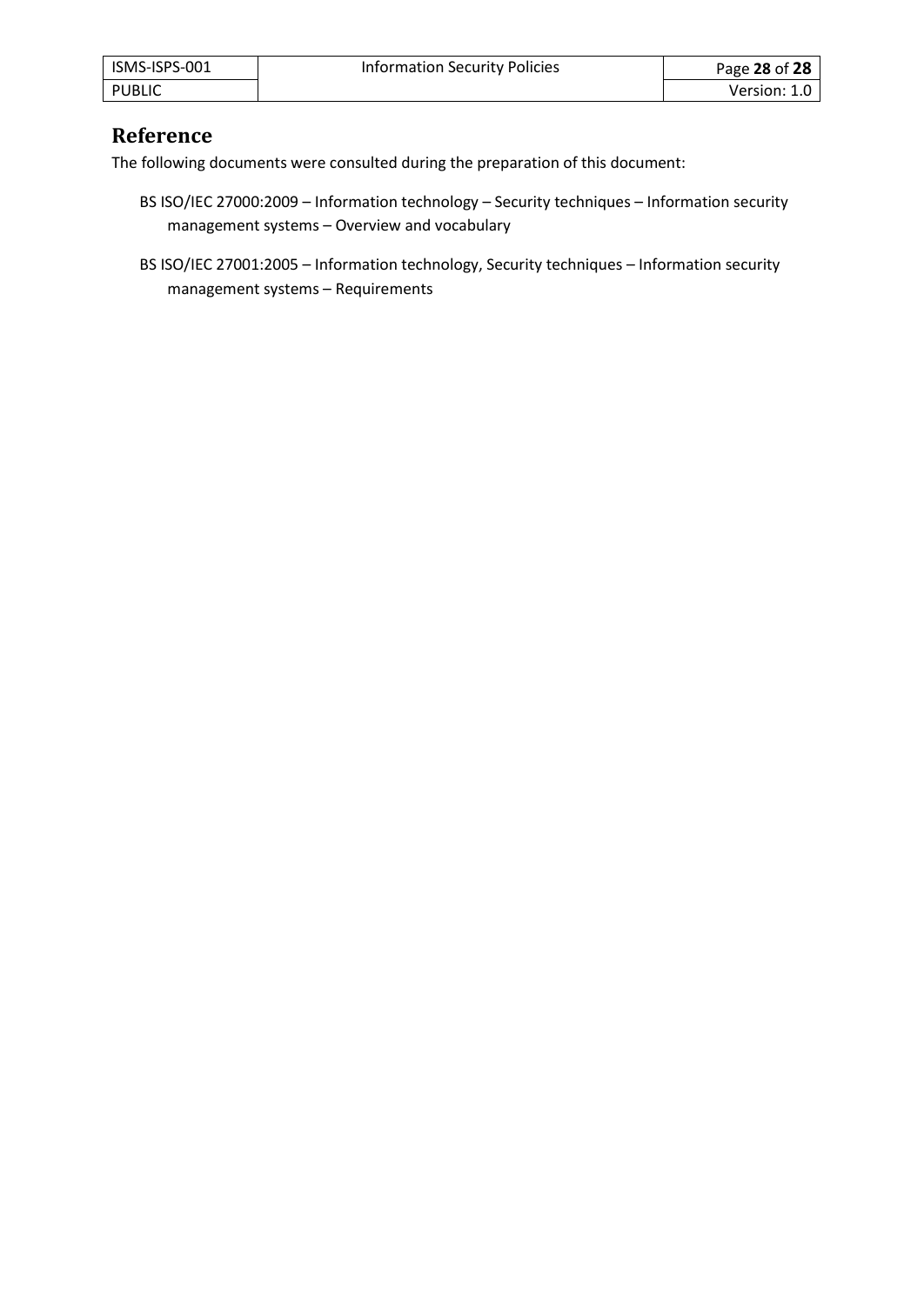## Reference

The following documents were consulted during the preparation of this document:

BS ISO/IEC 27000:2009 – Information technology – Security techniques – Information security management systems – Overview and vocabulary

BS ISO/IEC 27001:2005 – Information technology, Security techniques – Information security management systems – Requirements